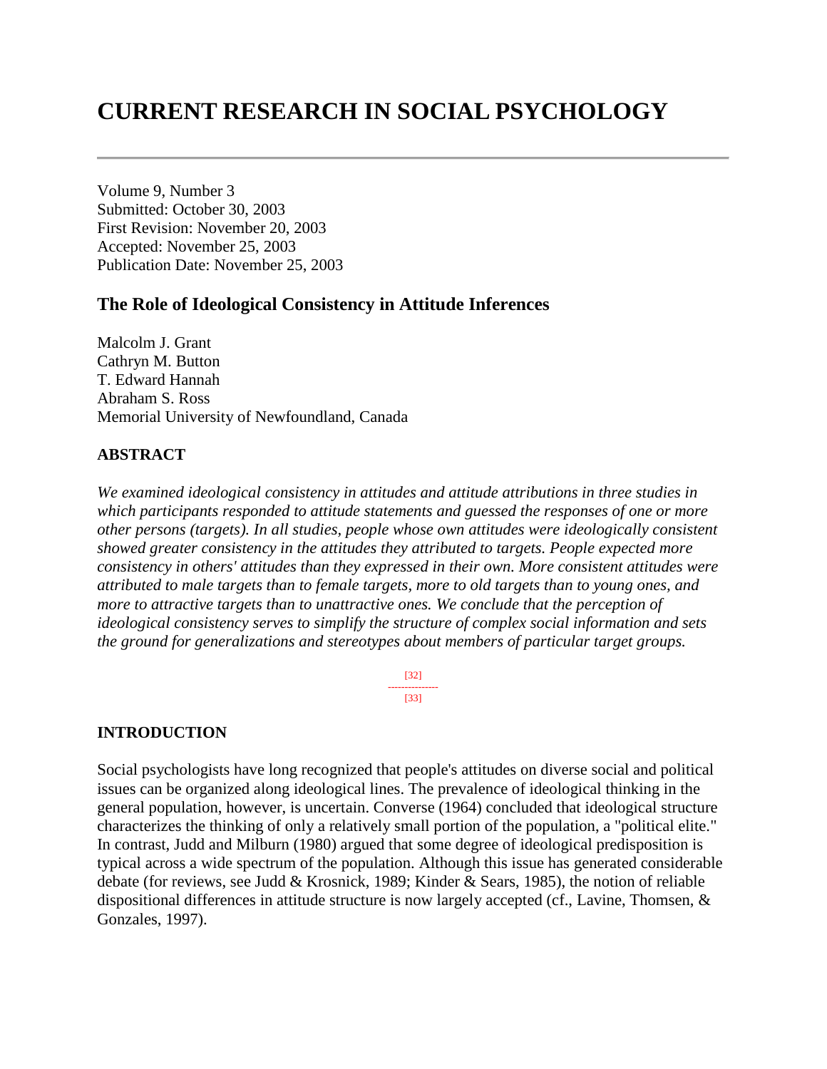# CURRENT RESEARCH IN SOCIAL PSYCHOLOGY

Volume 9, Number 3
Submitted: October 30, 2003
First Revision: November 20, 2003
Accepted: November 25, 2003
Publication Date: November 25, 2003

### The Role of Ideological Consistency in Attitude Inferences

Malcolm J. Grant
Cathryn M. Button
T. Edward Hannah
Abraham S. Ross
Memorial University of Newfoundland, Canada

#### ABSTRACT

*We examined ideological consistency in attitudes and attitude attributions in three studies in which participants responded to attitude statements and guessed the responses of one or more other persons (targets). In all studies, people whose own attitudes were ideologically consistent showed greater consistency in the attitudes they attributed to targets. People expected more consistency in others' attitudes than they expressed in their own. More consistent attitudes were attributed to male targets than to female targets, more to old targets than to young ones, and more to attractive targets than to unattractive ones. We conclude that the perception of ideological consistency serves to simplify the structure of complex social information and sets the ground for generalizations and stereotypes about members of particular target groups.*

#### INTRODUCTION

Social psychologists have long recognized that people's attitudes on diverse social and political issues can be organized along ideological lines. The prevalence of ideological thinking in the general population, however, is uncertain. Converse (1964) concluded that ideological structure characterizes the thinking of only a relatively small portion of the population, a "political elite." In contrast, Judd and Milburn (1980) argued that some degree of ideological predisposition is typical across a wide spectrum of the population. Although this issue has generated considerable debate (for reviews, see Judd & Krosnick, 1989; Kinder & Sears, 1985), the notion of reliable dispositional differences in attitude structure is now largely accepted (cf., Lavine, Thomsen, & Gonzales, 1997).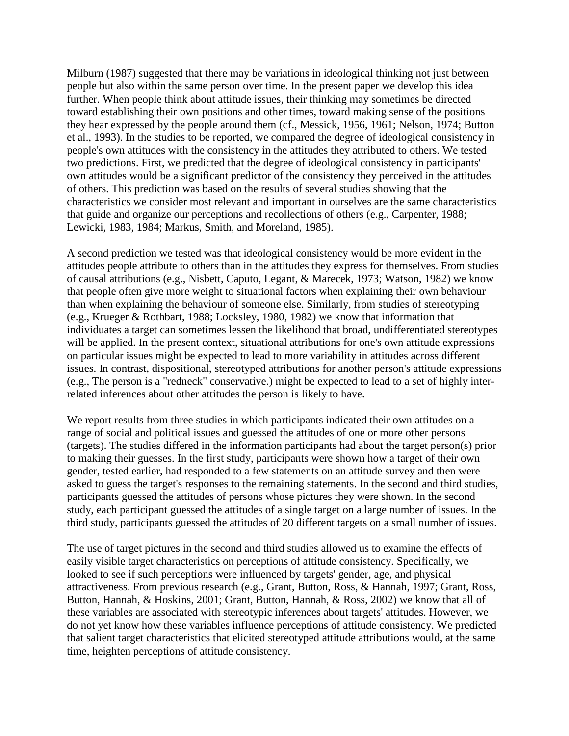Milburn (1987) suggested that there may be variations in ideological thinking not just between people but also within the same person over time. In the present paper we develop this idea further. When people think about attitude issues, their thinking may sometimes be directed toward establishing their own positions and other times, toward making sense of the positions they hear expressed by the people around them (cf., Messick, 1956, 1961; Nelson, 1974; Button et al., 1993). In the studies to be reported, we compared the degree of ideological consistency in people's own attitudes with the consistency in the attitudes they attributed to others. We tested two predictions. First, we predicted that the degree of ideological consistency in participants' own attitudes would be a significant predictor of the consistency they perceived in the attitudes of others. This prediction was based on the results of several studies showing that the characteristics we consider most relevant and important in ourselves are the same characteristics that guide and organize our perceptions and recollections of others (e.g., Carpenter, 1988; Lewicki, 1983, 1984; Markus, Smith, and Moreland, 1985).

A second prediction we tested was that ideological consistency would be more evident in the attitudes people attribute to others than in the attitudes they express for themselves. From studies of causal attributions (e.g., Nisbett, Caputo, Legant, & Marecek, 1973; Watson, 1982) we know that people often give more weight to situational factors when explaining their own behaviour than when explaining the behaviour of someone else. Similarly, from studies of stereotyping (e.g., Krueger & Rothbart, 1988; Locksley, 1980, 1982) we know that information that individuates a target can sometimes lessen the likelihood that broad, undifferentiated stereotypes will be applied. In the present context, situational attributions for one's own attitude expressions on particular issues might be expected to lead to more variability in attitudes across different issues. In contrast, dispositional, stereotyped attributions for another person's attitude expressions (e.g., The person is a "redneck" conservative.) might be expected to lead to a set of highly inter-related inferences about other attitudes the person is likely to have.

We report results from three studies in which participants indicated their own attitudes on a range of social and political issues and guessed the attitudes of one or more other persons (targets). The studies differed in the information participants had about the target person(s) prior to making their guesses. In the first study, participants were shown how a target of their own gender, tested earlier, had responded to a few statements on an attitude survey and then were asked to guess the target's responses to the remaining statements. In the second and third studies, participants guessed the attitudes of persons whose pictures they were shown. In the second study, each participant guessed the attitudes of a single target on a large number of issues. In the third study, participants guessed the attitudes of 20 different targets on a small number of issues.

The use of target pictures in the second and third studies allowed us to examine the effects of easily visible target characteristics on perceptions of attitude consistency. Specifically, we looked to see if such perceptions were influenced by targets' gender, age, and physical attractiveness. From previous research (e.g., Grant, Button, Ross, & Hannah, 1997; Grant, Ross, Button, Hannah, & Hoskins, 2001; Grant, Button, Hannah, & Ross, 2002) we know that all of these variables are associated with stereotypic inferences about targets' attitudes. However, we do not yet know how these variables influence perceptions of attitude consistency. We predicted that salient target characteristics that elicited stereotyped attitude attributions would, at the same time, heighten perceptions of attitude consistency.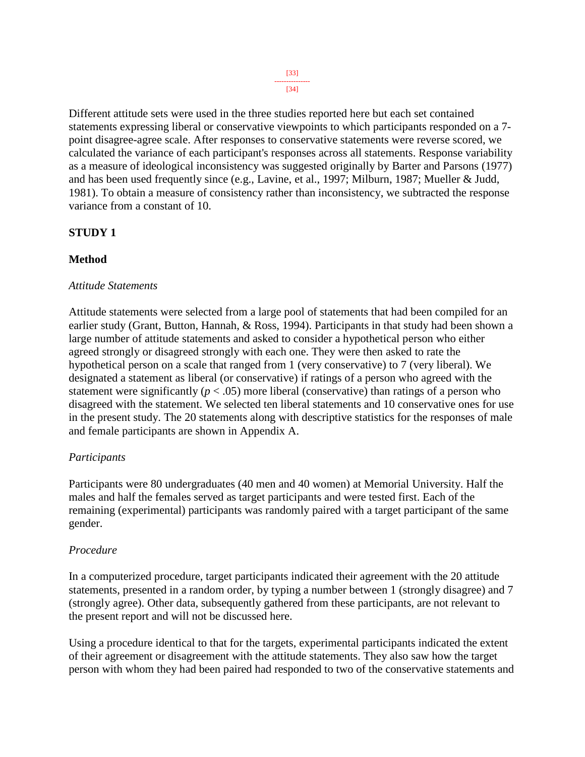Different attitude sets were used in the three studies reported here but each set contained statements expressing liberal or conservative viewpoints to which participants responded on a 7-point disagree-agree scale. After responses to conservative statements were reverse scored, we calculated the variance of each participant's responses across all statements. Response variability as a measure of ideological inconsistency was suggested originally by Barter and Parsons (1977) and has been used frequently since (e.g., Lavine, et al., 1997; Milburn, 1987; Mueller & Judd, 1981). To obtain a measure of consistency rather than inconsistency, we subtracted the response variance from a constant of 10.

## STUDY 1

### Method

*Attitude Statements*

Attitude statements were selected from a large pool of statements that had been compiled for an earlier study (Grant, Button, Hannah, & Ross, 1994). Participants in that study had been shown a large number of attitude statements and asked to consider a hypothetical person who either agreed strongly or disagreed strongly with each one. They were then asked to rate the hypothetical person on a scale that ranged from 1 (very conservative) to 7 (very liberal). We designated a statement as liberal (or conservative) if ratings of a person who agreed with the statement were significantly ($p < .05$) more liberal (conservative) than ratings of a person who disagreed with the statement. We selected ten liberal statements and 10 conservative ones for use in the present study. The 20 statements along with descriptive statistics for the responses of male and female participants are shown in Appendix A.

*Participants*

Participants were 80 undergraduates (40 men and 40 women) at Memorial University. Half the males and half the females served as target participants and were tested first. Each of the remaining (experimental) participants was randomly paired with a target participant of the same gender.

*Procedure*

In a computerized procedure, target participants indicated their agreement with the 20 attitude statements, presented in a random order, by typing a number between 1 (strongly disagree) and 7 (strongly agree). Other data, subsequently gathered from these participants, are not relevant to the present report and will not be discussed here.

Using a procedure identical to that for the targets, experimental participants indicated the extent of their agreement or disagreement with the attitude statements. They also saw how the target person with whom they had been paired had responded to two of the conservative statements and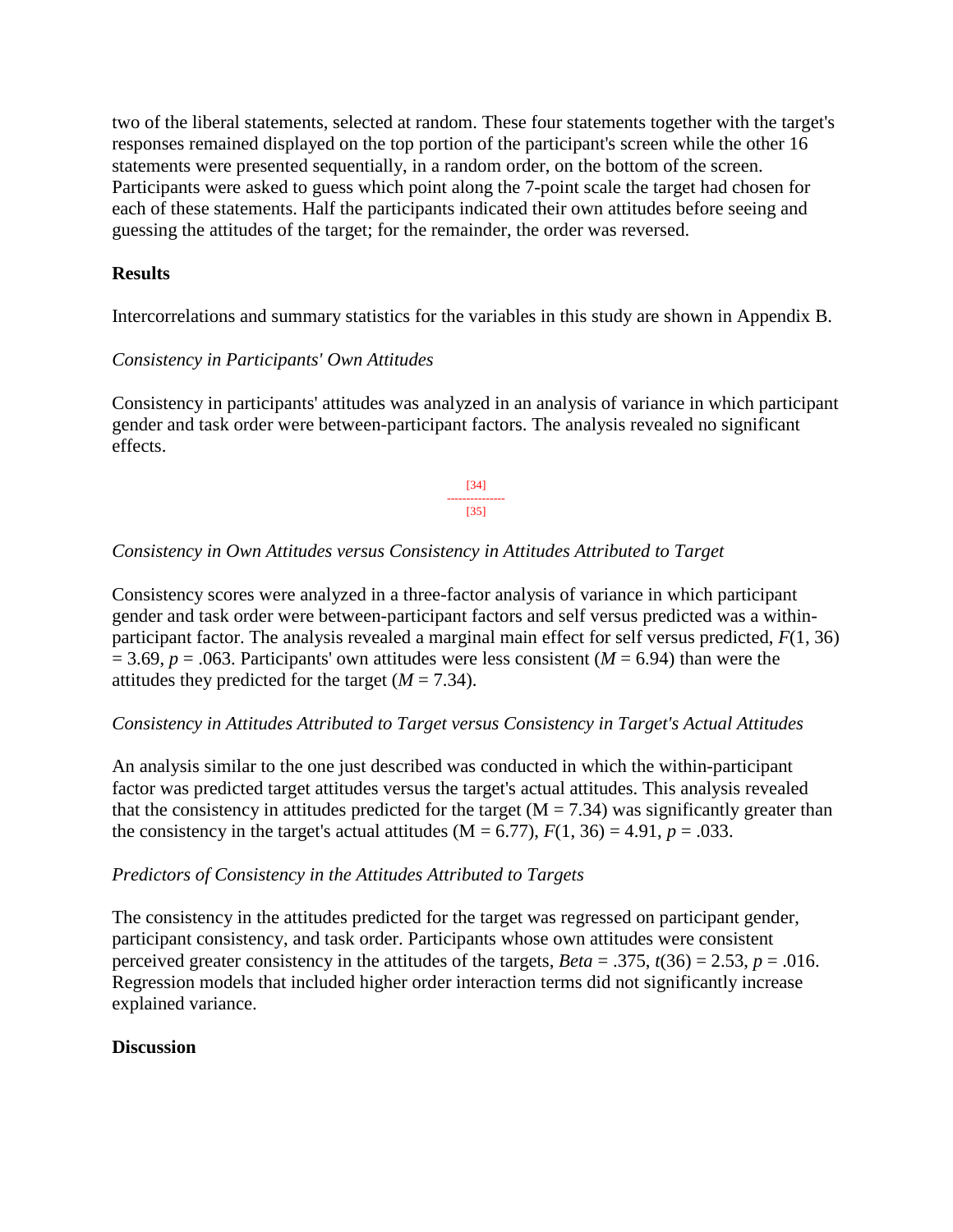two of the liberal statements, selected at random. These four statements together with the target's responses remained displayed on the top portion of the participant's screen while the other 16 statements were presented sequentially, in a random order, on the bottom of the screen. Participants were asked to guess which point along the 7-point scale the target had chosen for each of these statements. Half the participants indicated their own attitudes before seeing and guessing the attitudes of the target; for the remainder, the order was reversed.

## Results

Intercorrelations and summary statistics for the variables in this study are shown in Appendix B.

### *Consistency in Participants' Own Attitudes*

Consistency in participants' attitudes was analyzed in an analysis of variance in which participant gender and task order were between-participant factors. The analysis revealed no significant effects.

### *Consistency in Own Attitudes versus Consistency in Attitudes Attributed to Target*

Consistency scores were analyzed in a three-factor analysis of variance in which participant gender and task order were between-participant factors and self versus predicted was a within-participant factor. The analysis revealed a marginal main effect for self versus predicted, $F(1, 36) = 3.69$, $p = .063$. Participants' own attitudes were less consistent ($M = 6.94$) than were the attitudes they predicted for the target ($M = 7.34$).

### *Consistency in Attitudes Attributed to Target versus Consistency in Target's Actual Attitudes*

An analysis similar to the one just described was conducted in which the within-participant factor was predicted target attitudes versus the target's actual attitudes. This analysis revealed that the consistency in attitudes predicted for the target ($M = 7.34$) was significantly greater than the consistency in the target's actual attitudes ($M = 6.77$), $F(1, 36) = 4.91$, $p = .033$.

### *Predictors of Consistency in the Attitudes Attributed to Targets*

The consistency in the attitudes predicted for the target was regressed on participant gender, participant consistency, and task order. Participants whose own attitudes were consistent perceived greater consistency in the attitudes of the targets, $Beta = .375$, $t(36) = 2.53$, $p = .016$. Regression models that included higher order interaction terms did not significantly increase explained variance.

## Discussion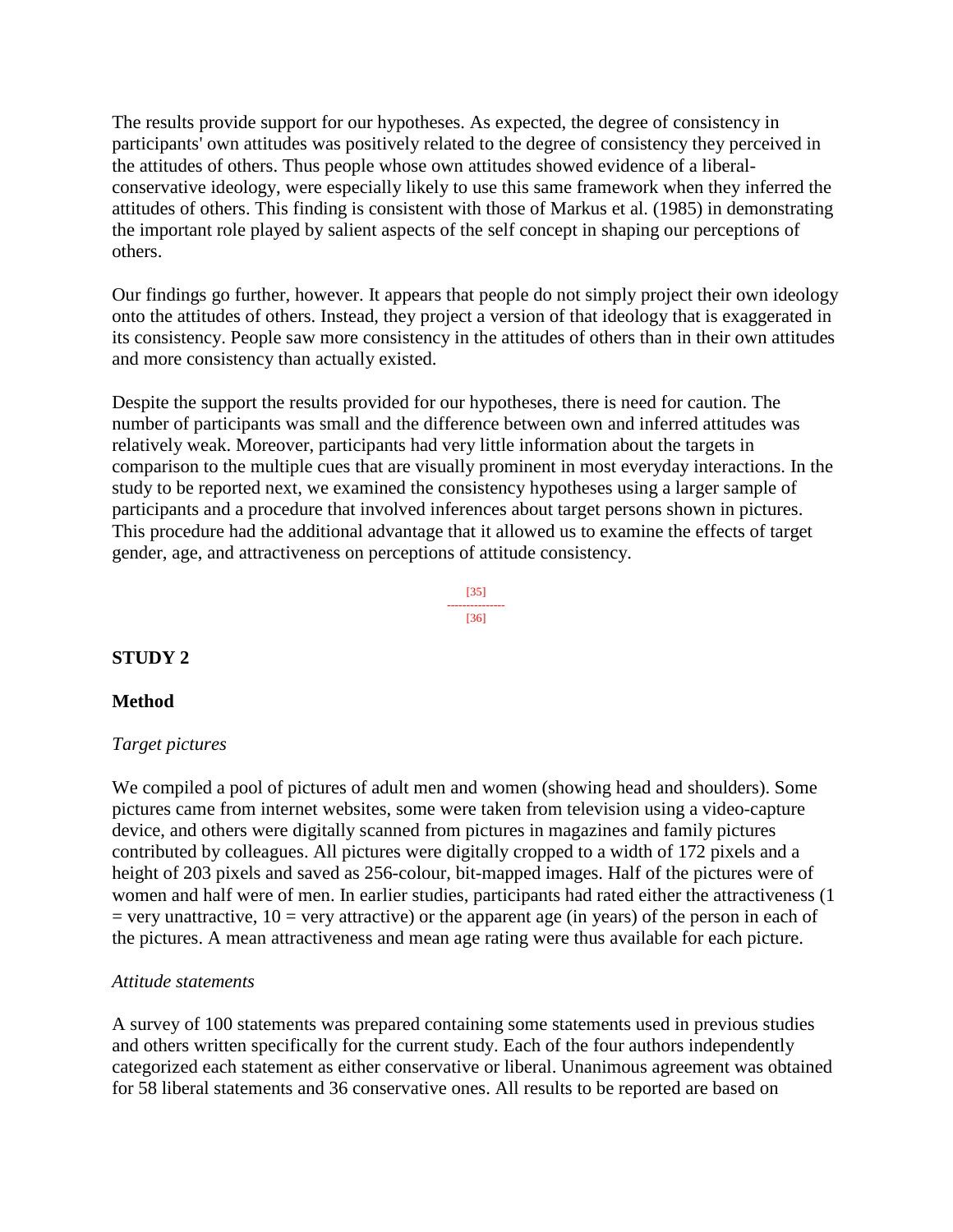The results provide support for our hypotheses. As expected, the degree of consistency in participants' own attitudes was positively related to the degree of consistency they perceived in the attitudes of others. Thus people whose own attitudes showed evidence of a liberal-conservative ideology, were especially likely to use this same framework when they inferred the attitudes of others. This finding is consistent with those of Markus et al. (1985) in demonstrating the important role played by salient aspects of the self concept in shaping our perceptions of others.

Our findings go further, however. It appears that people do not simply project their own ideology onto the attitudes of others. Instead, they project a version of that ideology that is exaggerated in its consistency. People saw more consistency in the attitudes of others than in their own attitudes and more consistency than actually existed.

Despite the support the results provided for our hypotheses, there is need for caution. The number of participants was small and the difference between own and inferred attitudes was relatively weak. Moreover, participants had very little information about the targets in comparison to the multiple cues that are visually prominent in most everyday interactions. In the study to be reported next, we examined the consistency hypotheses using a larger sample of participants and a procedure that involved inferences about target persons shown in pictures. This procedure had the additional advantage that it allowed us to examine the effects of target gender, age, and attractiveness on perceptions of attitude consistency.

[35]
---------------
[36]

## STUDY 2

### Method

*Target pictures*

We compiled a pool of pictures of adult men and women (showing head and shoulders). Some pictures came from internet websites, some were taken from television using a video-capture device, and others were digitally scanned from pictures in magazines and family pictures contributed by colleagues. All pictures were digitally cropped to a width of 172 pixels and a height of 203 pixels and saved as 256-colour, bit-mapped images. Half of the pictures were of women and half were of men. In earlier studies, participants had rated either the attractiveness (1 = very unattractive, 10 = very attractive) or the apparent age (in years) of the person in each of the pictures. A mean attractiveness and mean age rating were thus available for each picture.

*Attitude statements*

A survey of 100 statements was prepared containing some statements used in previous studies and others written specifically for the current study. Each of the four authors independently categorized each statement as either conservative or liberal. Unanimous agreement was obtained for 58 liberal statements and 36 conservative ones. All results to be reported are based on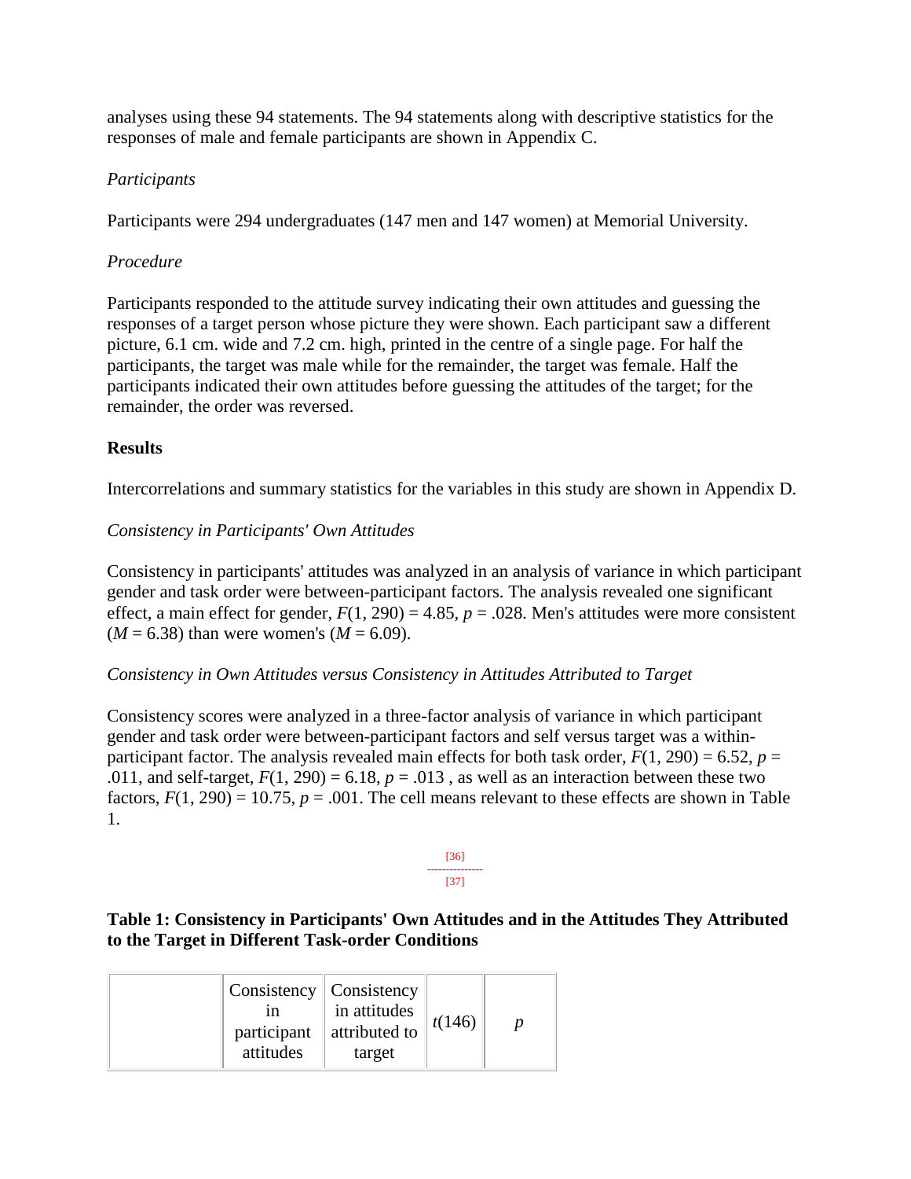analyses using these 94 statements. The 94 statements along with descriptive statistics for the responses of male and female participants are shown in Appendix C.

*Participants*

Participants were 294 undergraduates (147 men and 147 women) at Memorial University.

*Procedure*

Participants responded to the attitude survey indicating their own attitudes and guessing the responses of a target person whose picture they were shown. Each participant saw a different picture, 6.1 cm. wide and 7.2 cm. high, printed in the centre of a single page. For half the participants, the target was male while for the remainder, the target was female. Half the participants indicated their own attitudes before guessing the attitudes of the target; for the remainder, the order was reversed.

## Results

Intercorrelations and summary statistics for the variables in this study are shown in Appendix D.

*Consistency in Participants' Own Attitudes*

Consistency in participants' attitudes was analyzed in an analysis of variance in which participant gender and task order were between-participant factors. The analysis revealed one significant effect, a main effect for gender, $F(1, 290) = 4.85$, $p = .028$. Men's attitudes were more consistent ($M = 6.38$) than were women's ($M = 6.09$).

*Consistency in Own Attitudes versus Consistency in Attitudes Attributed to Target*

Consistency scores were analyzed in a three-factor analysis of variance in which participant gender and task order were between-participant factors and self versus target was a within-participant factor. The analysis revealed main effects for both task order, $F(1, 290) = 6.52$, $p = .011$, and self-target, $F(1, 290) = 6.18$, $p = .013$ , as well as an interaction between these two factors, $F(1, 290) = 10.75$, $p = .001$. The cell means relevant to these effects are shown in Table 1.

[36]
[37]

**Table 1: Consistency in Participants' Own Attitudes and in the Attitudes They Attributed to the Target in Different Task-order Conditions**

| | Consistency in participant attitudes | Consistency in attitudes attributed to target | $t(146)$ | $p$ |
|---|---|---|---|---|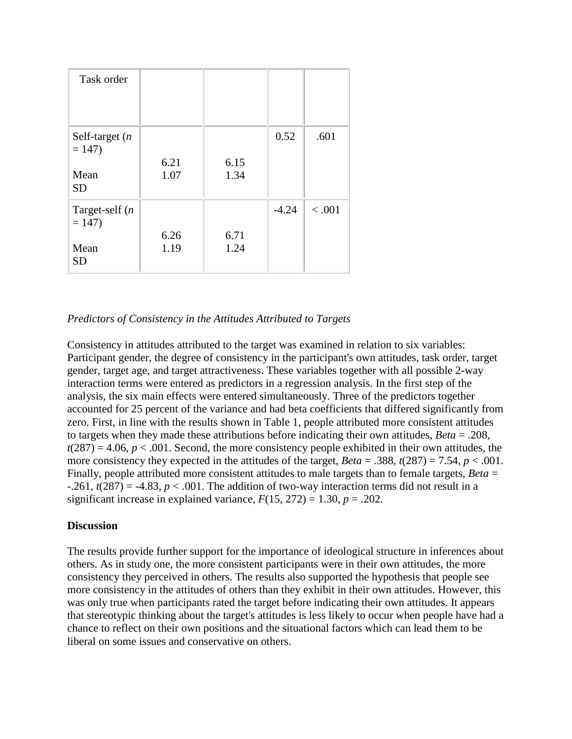| Task order | | | | |
|---|---|---|---|---|
| Self-target (*n* = 147)<br><br>Mean<br>SD | <br><br>6.21<br>1.07 | <br><br>6.15<br>1.34 | 0.52 | .601 |
| Target-self (*n* = 147)<br><br>Mean<br>SD | <br><br>6.26<br>1.19 | <br><br>6.71<br>1.24 | -4.24 | < .001 |

*Predictors of Consistency in the Attitudes Attributed to Targets*

Consistency in attitudes attributed to the target was examined in relation to six variables: Participant gender, the degree of consistency in the participant's own attitudes, task order, target gender, target age, and target attractiveness. These variables together with all possible 2-way interaction terms were entered as predictors in a regression analysis. In the first step of the analysis, the six main effects were entered simultaneously. Three of the predictors together accounted for 25 percent of the variance and had beta coefficients that differed significantly from zero. First, in line with the results shown in Table 1, people attributed more consistent attitudes to targets when they made these attributions before indicating their own attitudes, *Beta* = .208, $t(287) = 4.06$, $p < .001$. Second, the more consistency people exhibited in their own attitudes, the more consistency they expected in the attitudes of the target, *Beta* = .388, $t(287) = 7.54$, $p < .001$. Finally, people attributed more consistent attitudes to male targets than to female targets, *Beta* = -.261, $t(287) = -4.83$, $p < .001$. The addition of two-way interaction terms did not result in a significant increase in explained variance, $F(15, 272) = 1.30$, $p = .202$.

**Discussion**

The results provide further support for the importance of ideological structure in inferences about others. As in study one, the more consistent participants were in their own attitudes, the more consistency they perceived in others. The results also supported the hypothesis that people see more consistency in the attitudes of others than they exhibit in their own attitudes. However, this was only true when participants rated the target before indicating their own attitudes. It appears that stereotypic thinking about the target's attitudes is less likely to occur when people have had a chance to reflect on their own positions and the situational factors which can lead them to be liberal on some issues and conservative on others.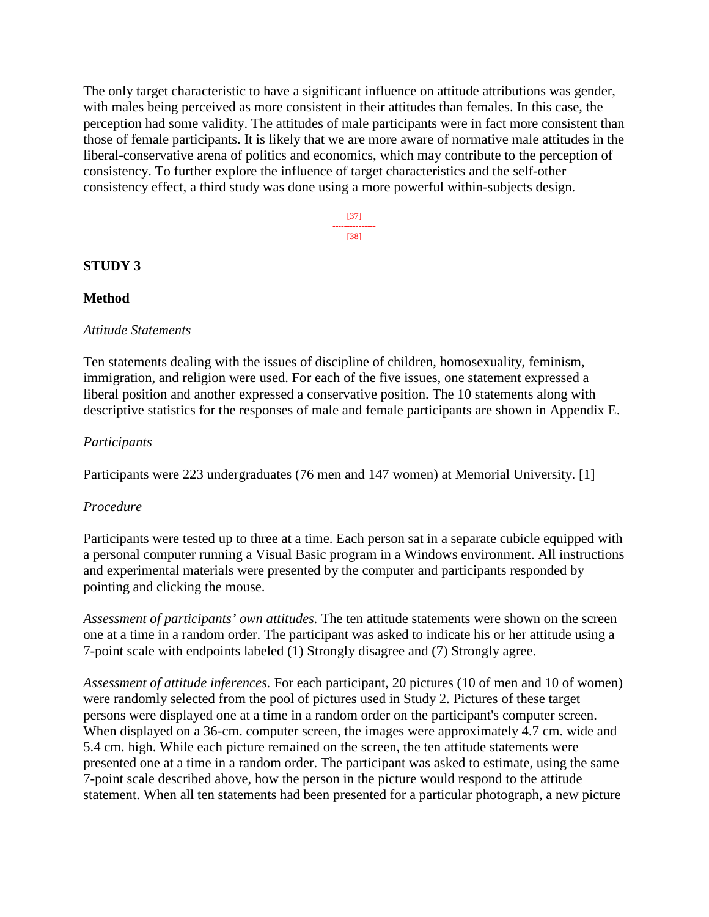The only target characteristic to have a significant influence on attitude attributions was gender, with males being perceived as more consistent in their attitudes than females. In this case, the perception had some validity. The attitudes of male participants were in fact more consistent than those of female participants. It is likely that we are more aware of normative male attitudes in the liberal-conservative arena of politics and economics, which may contribute to the perception of consistency. To further explore the influence of target characteristics and the self-other consistency effect, a third study was done using a more powerful within-subjects design.

## STUDY 3

### Method

*Attitude Statements*

Ten statements dealing with the issues of discipline of children, homosexuality, feminism, immigration, and religion were used. For each of the five issues, one statement expressed a liberal position and another expressed a conservative position. The 10 statements along with descriptive statistics for the responses of male and female participants are shown in Appendix E.

*Participants*

Participants were 223 undergraduates (76 men and 147 women) at Memorial University. [1]

*Procedure*

Participants were tested up to three at a time. Each person sat in a separate cubicle equipped with a personal computer running a Visual Basic program in a Windows environment. All instructions and experimental materials were presented by the computer and participants responded by pointing and clicking the mouse.

*Assessment of participants' own attitudes.* The ten attitude statements were shown on the screen one at a time in a random order. The participant was asked to indicate his or her attitude using a 7-point scale with endpoints labeled (1) Strongly disagree and (7) Strongly agree.

*Assessment of attitude inferences.* For each participant, 20 pictures (10 of men and 10 of women) were randomly selected from the pool of pictures used in Study 2. Pictures of these target persons were displayed one at a time in a random order on the participant's computer screen. When displayed on a 36-cm. computer screen, the images were approximately 4.7 cm. wide and 5.4 cm. high. While each picture remained on the screen, the ten attitude statements were presented one at a time in a random order. The participant was asked to estimate, using the same 7-point scale described above, how the person in the picture would respond to the attitude statement. When all ten statements had been presented for a particular photograph, a new picture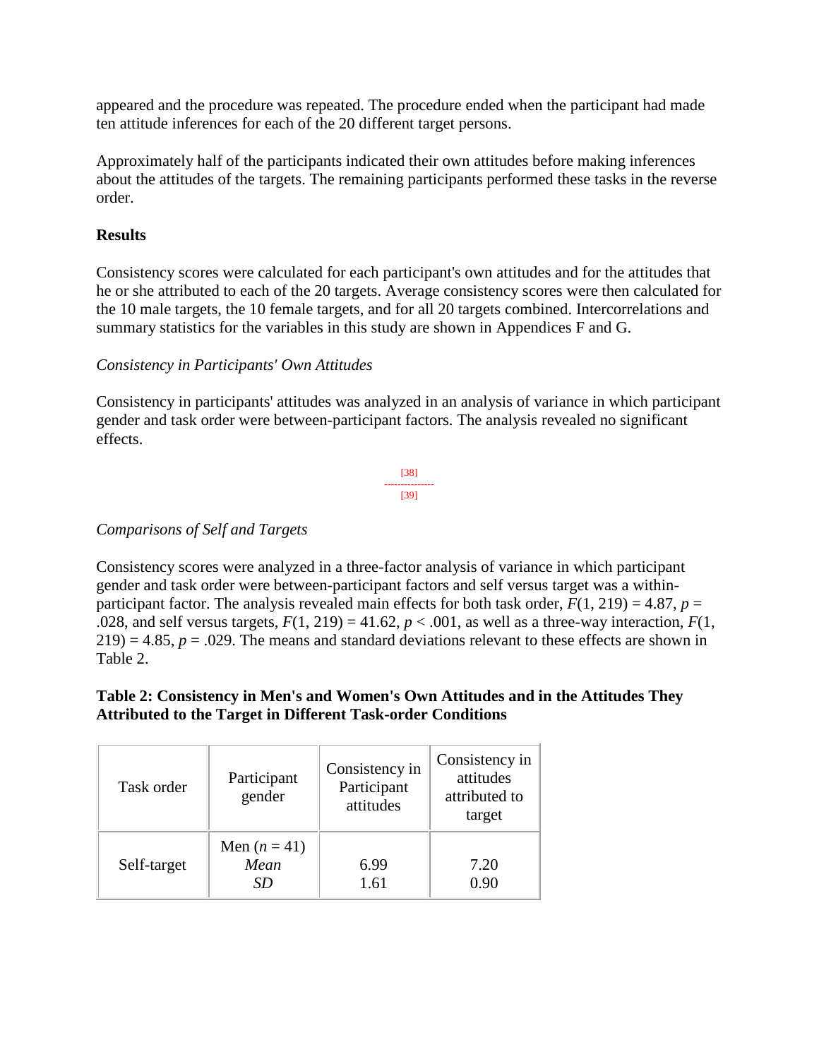appeared and the procedure was repeated. The procedure ended when the participant had made ten attitude inferences for each of the 20 different target persons.

Approximately half of the participants indicated their own attitudes before making inferences about the attitudes of the targets. The remaining participants performed these tasks in the reverse order.

### Results

Consistency scores were calculated for each participant's own attitudes and for the attitudes that he or she attributed to each of the 20 targets. Average consistency scores were then calculated for the 10 male targets, the 10 female targets, and for all 20 targets combined. Intercorrelations and summary statistics for the variables in this study are shown in Appendices F and G.

#### *Consistency in Participants' Own Attitudes*

Consistency in participants' attitudes was analyzed in an analysis of variance in which participant gender and task order were between-participant factors. The analysis revealed no significant effects.

#### *Comparisons of Self and Targets*

Consistency scores were analyzed in a three-factor analysis of variance in which participant gender and task order were between-participant factors and self versus target was a within-participant factor. The analysis revealed main effects for both task order, $F(1, 219) = 4.87$, $p = .028$, and self versus targets, $F(1, 219) = 41.62$, $p < .001$, as well as a three-way interaction, $F(1, 219) = 4.85$, $p = .029$. The means and standard deviations relevant to these effects are shown in Table 2.

**Table 2: Consistency in Men's and Women's Own Attitudes and in the Attitudes They Attributed to the Target in Different Task-order Conditions**

| Task order | Participant gender | Consistency in Participant attitudes | Consistency in attitudes attributed to target |
|---|---|---|---|
| Self-target | Men ($n$ = 41) | | |
| | *Mean* | 6.99 | 7.20 |
| | *SD* | 1.61 | 0.90 |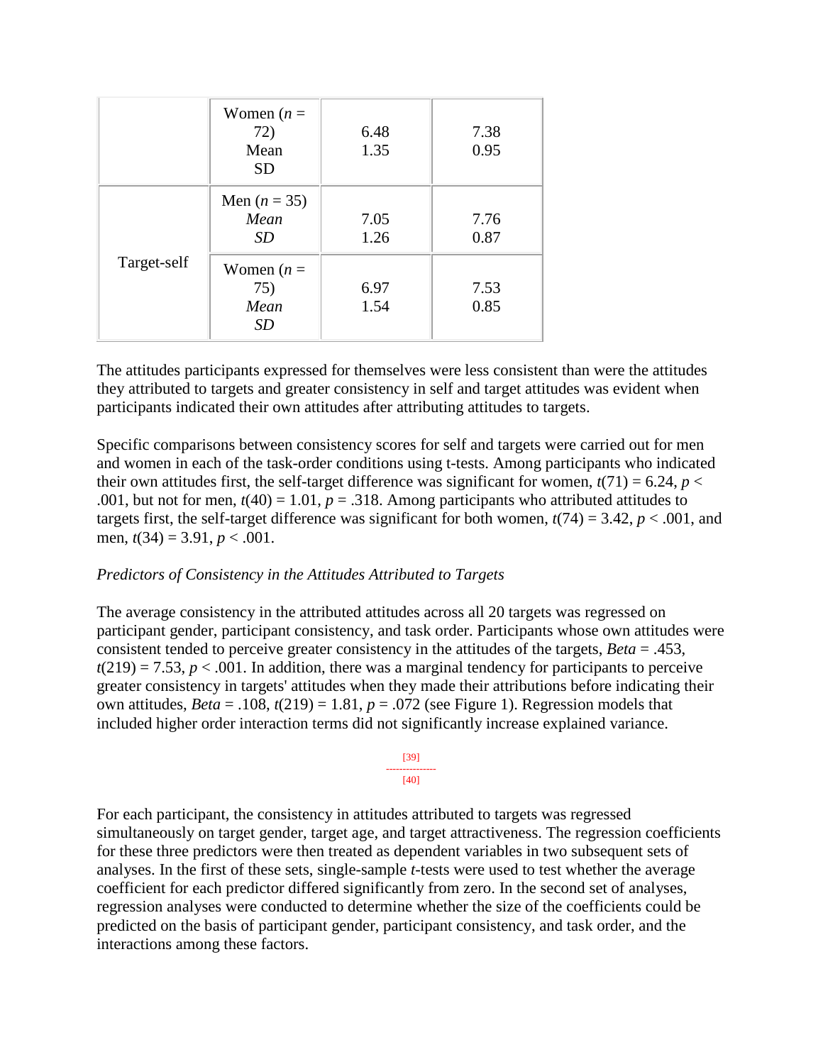| | | | |
|---|---|---|---|
| | Women ($n$ = 72)<br>Mean<br>SD | 6.48<br>1.35 | 7.38<br>0.95 |
| Target-self | Men ($n$ = 35)<br>*Mean*<br>*SD* | 7.05<br>1.26 | 7.76<br>0.87 |
| | Women ($n$ = 75)<br>*Mean*<br>*SD* | 6.97<br>1.54 | 7.53<br>0.85 |

The attitudes participants expressed for themselves were less consistent than were the attitudes they attributed to targets and greater consistency in self and target attitudes was evident when participants indicated their own attitudes after attributing attitudes to targets.

Specific comparisons between consistency scores for self and targets were carried out for men and women in each of the task-order conditions using t-tests. Among participants who indicated their own attitudes first, the self-target difference was significant for women, $t(71) = 6.24$, $p < .001$, but not for men, $t(40) = 1.01$, $p = .318$. Among participants who attributed attitudes to targets first, the self-target difference was significant for both women, $t(74) = 3.42$, $p < .001$, and men, $t(34) = 3.91$, $p < .001$.

*Predictors of Consistency in the Attitudes Attributed to Targets*

The average consistency in the attributed attitudes across all 20 targets was regressed on participant gender, participant consistency, and task order. Participants whose own attitudes were consistent tended to perceive greater consistency in the attitudes of the targets, *Beta* = .453, $t(219) = 7.53$, $p < .001$. In addition, there was a marginal tendency for participants to perceive greater consistency in targets' attitudes when they made their attributions before indicating their own attitudes, *Beta* = .108, $t(219) = 1.81$, $p = .072$ (see Figure 1). Regression models that included higher order interaction terms did not significantly increase explained variance.

[39]
---------------
[40]

For each participant, the consistency in attitudes attributed to targets was regressed simultaneously on target gender, target age, and target attractiveness. The regression coefficients for these three predictors were then treated as dependent variables in two subsequent sets of analyses. In the first of these sets, single-sample $t$-tests were used to test whether the average coefficient for each predictor differed significantly from zero. In the second set of analyses, regression analyses were conducted to determine whether the size of the coefficients could be predicted on the basis of participant gender, participant consistency, and task order, and the interactions among these factors.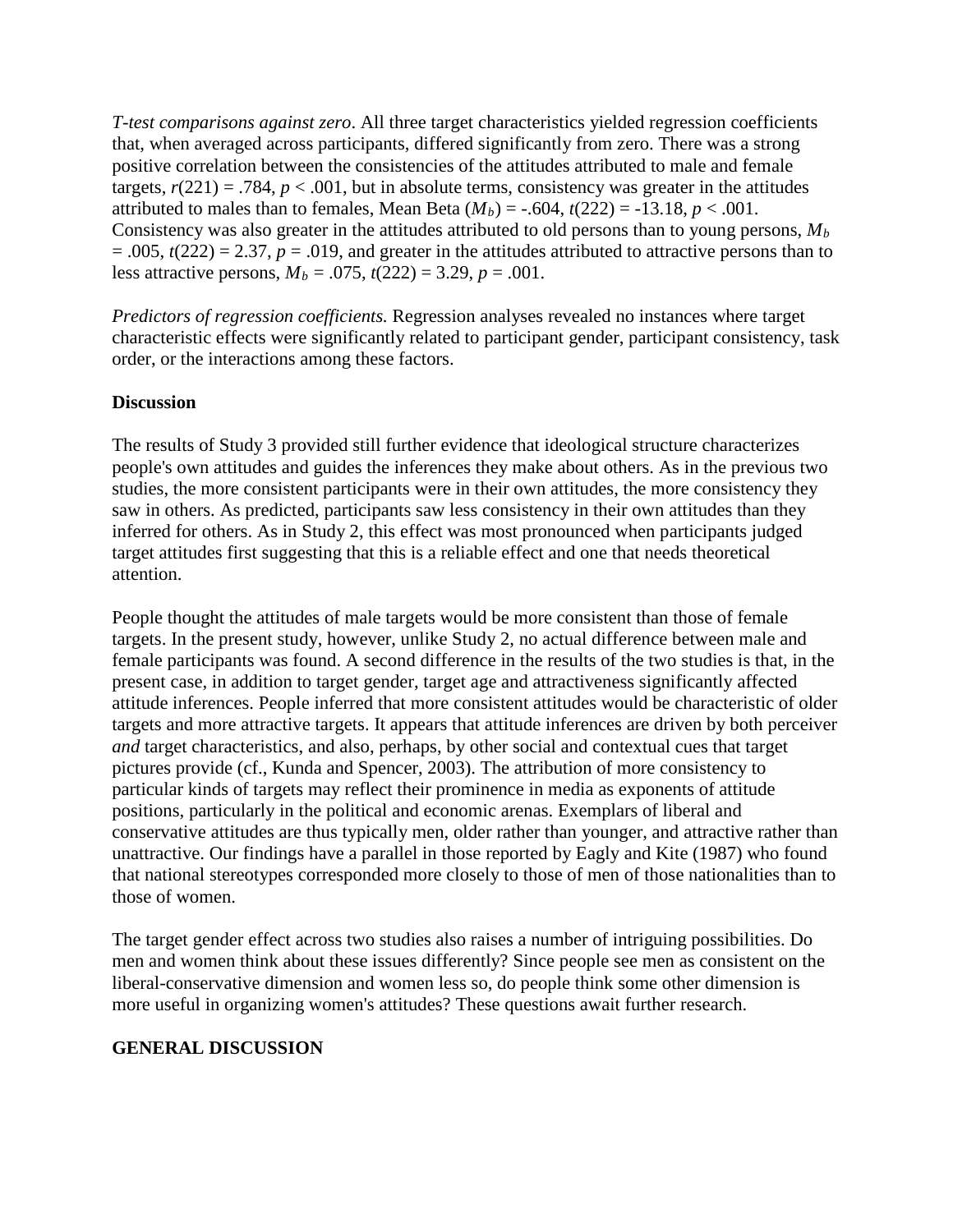*T-test comparisons against zero*. All three target characteristics yielded regression coefficients that, when averaged across participants, differed significantly from zero. There was a strong positive correlation between the consistencies of the attitudes attributed to male and female targets, $r(221) = .784$, $p < .001$, but in absolute terms, consistency was greater in the attitudes attributed to males than to females, Mean Beta ($M_b$) = -.604, $t(222) = -13.18$, $p < .001$. Consistency was also greater in the attitudes attributed to old persons than to young persons, $M_b = .005$, $t(222) = 2.37$, $p = .019$, and greater in the attitudes attributed to attractive persons than to less attractive persons, $M_b = .075$, $t(222) = 3.29$, $p = .001$.

*Predictors of regression coefficients.* Regression analyses revealed no instances where target characteristic effects were significantly related to participant gender, participant consistency, task order, or the interactions among these factors.

**Discussion**

The results of Study 3 provided still further evidence that ideological structure characterizes people's own attitudes and guides the inferences they make about others. As in the previous two studies, the more consistent participants were in their own attitudes, the more consistency they saw in others. As predicted, participants saw less consistency in their own attitudes than they inferred for others. As in Study 2, this effect was most pronounced when participants judged target attitudes first suggesting that this is a reliable effect and one that needs theoretical attention.

People thought the attitudes of male targets would be more consistent than those of female targets. In the present study, however, unlike Study 2, no actual difference between male and female participants was found. A second difference in the results of the two studies is that, in the present case, in addition to target gender, target age and attractiveness significantly affected attitude inferences. People inferred that more consistent attitudes would be characteristic of older targets and more attractive targets. It appears that attitude inferences are driven by both perceiver *and* target characteristics, and also, perhaps, by other social and contextual cues that target pictures provide (cf., Kunda and Spencer, 2003). The attribution of more consistency to particular kinds of targets may reflect their prominence in media as exponents of attitude positions, particularly in the political and economic arenas. Exemplars of liberal and conservative attitudes are thus typically men, older rather than younger, and attractive rather than unattractive. Our findings have a parallel in those reported by Eagly and Kite (1987) who found that national stereotypes corresponded more closely to those of men of those nationalities than to those of women.

The target gender effect across two studies also raises a number of intriguing possibilities. Do men and women think about these issues differently? Since people see men as consistent on the liberal-conservative dimension and women less so, do people think some other dimension is more useful in organizing women's attitudes? These questions await further research.

## GENERAL DISCUSSION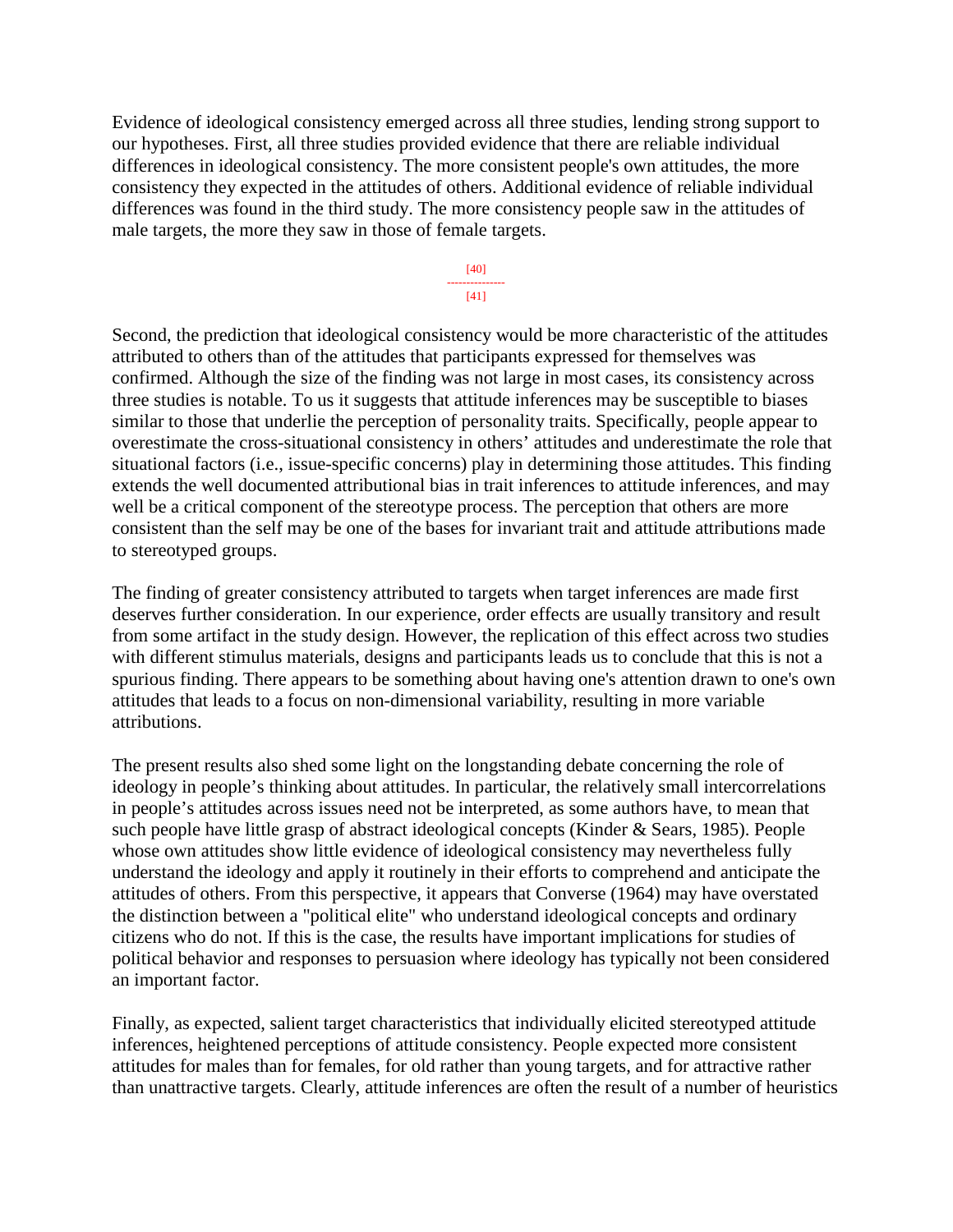Evidence of ideological consistency emerged across all three studies, lending strong support to our hypotheses. First, all three studies provided evidence that there are reliable individual differences in ideological consistency. The more consistent people's own attitudes, the more consistency they expected in the attitudes of others. Additional evidence of reliable individual differences was found in the third study. The more consistency people saw in the attitudes of male targets, the more they saw in those of female targets.

Second, the prediction that ideological consistency would be more characteristic of the attitudes attributed to others than of the attitudes that participants expressed for themselves was confirmed. Although the size of the finding was not large in most cases, its consistency across three studies is notable. To us it suggests that attitude inferences may be susceptible to biases similar to those that underlie the perception of personality traits. Specifically, people appear to overestimate the cross-situational consistency in others' attitudes and underestimate the role that situational factors (i.e., issue-specific concerns) play in determining those attitudes. This finding extends the well documented attributional bias in trait inferences to attitude inferences, and may well be a critical component of the stereotype process. The perception that others are more consistent than the self may be one of the bases for invariant trait and attitude attributions made to stereotyped groups.

The finding of greater consistency attributed to targets when target inferences are made first deserves further consideration. In our experience, order effects are usually transitory and result from some artifact in the study design. However, the replication of this effect across two studies with different stimulus materials, designs and participants leads us to conclude that this is not a spurious finding. There appears to be something about having one's attention drawn to one's own attitudes that leads to a focus on non-dimensional variability, resulting in more variable attributions.

The present results also shed some light on the longstanding debate concerning the role of ideology in people's thinking about attitudes. In particular, the relatively small intercorrelations in people's attitudes across issues need not be interpreted, as some authors have, to mean that such people have little grasp of abstract ideological concepts (Kinder & Sears, 1985). People whose own attitudes show little evidence of ideological consistency may nevertheless fully understand the ideology and apply it routinely in their efforts to comprehend and anticipate the attitudes of others. From this perspective, it appears that Converse (1964) may have overstated the distinction between a "political elite" who understand ideological concepts and ordinary citizens who do not. If this is the case, the results have important implications for studies of political behavior and responses to persuasion where ideology has typically not been considered an important factor.

Finally, as expected, salient target characteristics that individually elicited stereotyped attitude inferences, heightened perceptions of attitude consistency. People expected more consistent attitudes for males than for females, for old rather than young targets, and for attractive rather than unattractive targets. Clearly, attitude inferences are often the result of a number of heuristics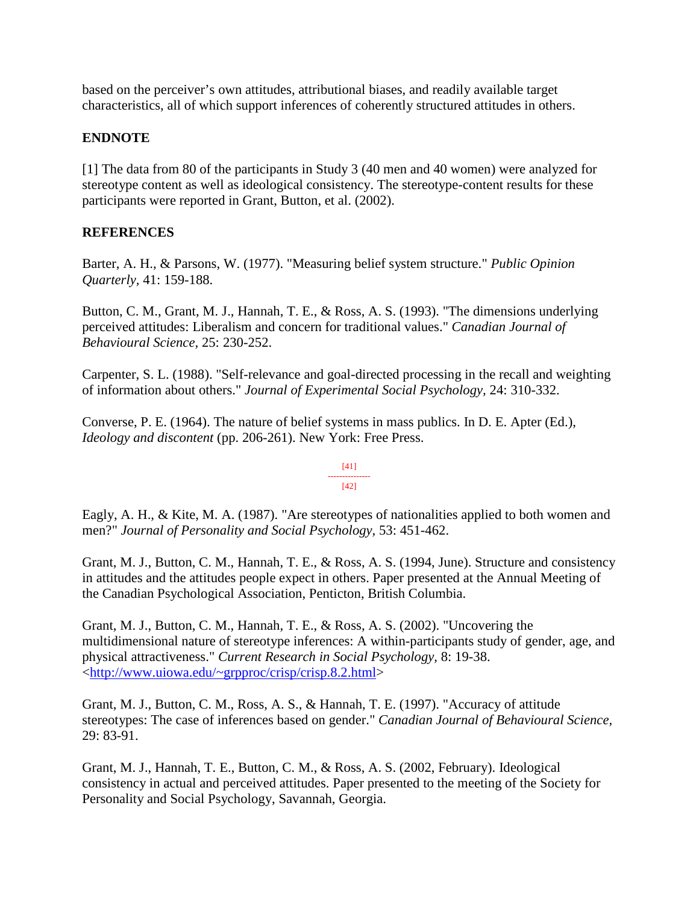based on the perceiver's own attitudes, attributional biases, and readily available target characteristics, all of which support inferences of coherently structured attitudes in others.

## ENDNOTE

[1] The data from 80 of the participants in Study 3 (40 men and 40 women) were analyzed for stereotype content as well as ideological consistency. The stereotype-content results for these participants were reported in Grant, Button, et al. (2002).

## REFERENCES

Barter, A. H., & Parsons, W. (1977). "Measuring belief system structure." *Public Opinion Quarterly*, 41: 159-188.

Button, C. M., Grant, M. J., Hannah, T. E., & Ross, A. S. (1993). "The dimensions underlying perceived attitudes: Liberalism and concern for traditional values." *Canadian Journal of Behavioural Science*, 25: 230-252.

Carpenter, S. L. (1988). "Self-relevance and goal-directed processing in the recall and weighting of information about others." *Journal of Experimental Social Psychology*, 24: 310-332.

Converse, P. E. (1964). The nature of belief systems in mass publics. In D. E. Apter (Ed.), *Ideology and discontent* (pp. 206-261). New York: Free Press.

Eagly, A. H., & Kite, M. A. (1987). "Are stereotypes of nationalities applied to both women and men?" *Journal of Personality and Social Psychology*, 53: 451-462.

Grant, M. J., Button, C. M., Hannah, T. E., & Ross, A. S. (1994, June). Structure and consistency in attitudes and the attitudes people expect in others. Paper presented at the Annual Meeting of the Canadian Psychological Association, Penticton, British Columbia.

Grant, M. J., Button, C. M., Hannah, T. E., & Ross, A. S. (2002). "Uncovering the multidimensional nature of stereotype inferences: A within-participants study of gender, age, and physical attractiveness." *Current Research in Social Psychology*, 8: 19-38. <http://www.uiowa.edu/~grpproc/crisp/crisp.8.2.html>

Grant, M. J., Button, C. M., Ross, A. S., & Hannah, T. E. (1997). "Accuracy of attitude stereotypes: The case of inferences based on gender." *Canadian Journal of Behavioural Science*, 29: 83-91.

Grant, M. J., Hannah, T. E., Button, C. M., & Ross, A. S. (2002, February). Ideological consistency in actual and perceived attitudes. Paper presented to the meeting of the Society for Personality and Social Psychology, Savannah, Georgia.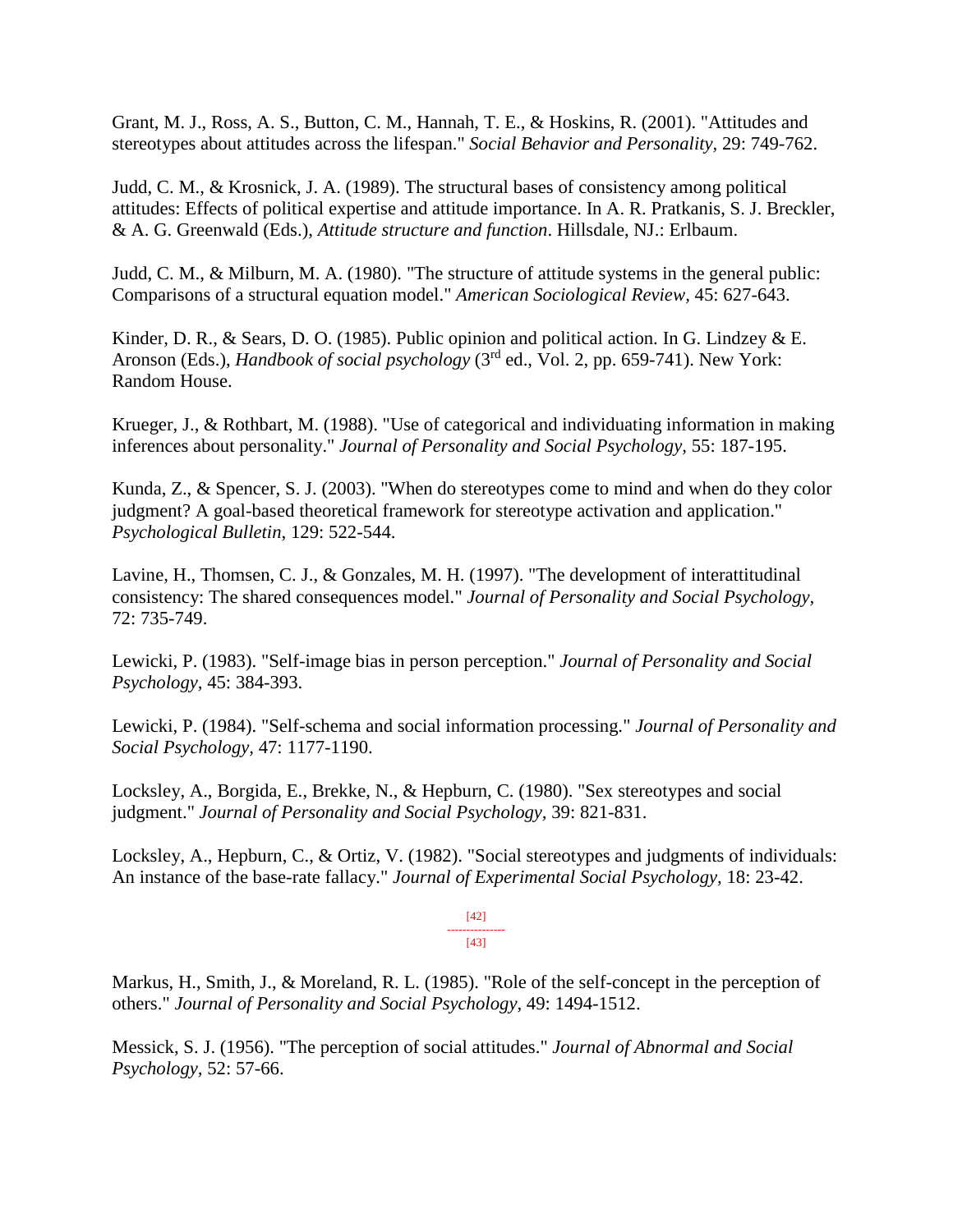Grant, M. J., Ross, A. S., Button, C. M., Hannah, T. E., & Hoskins, R. (2001). "Attitudes and stereotypes about attitudes across the lifespan." *Social Behavior and Personality,* 29: 749-762.

Judd, C. M., & Krosnick, J. A. (1989). The structural bases of consistency among political attitudes: Effects of political expertise and attitude importance. In A. R. Pratkanis, S. J. Breckler, & A. G. Greenwald (Eds.), *Attitude structure and function*. Hillsdale, NJ.: Erlbaum.

Judd, C. M., & Milburn, M. A. (1980). "The structure of attitude systems in the general public: Comparisons of a structural equation model." *American Sociological Review*, 45: 627-643.

Kinder, D. R., & Sears, D. O. (1985). Public opinion and political action. In G. Lindzey & E. Aronson (Eds.), *Handbook of social psychology* (3rd ed., Vol. 2, pp. 659-741). New York: Random House.

Krueger, J., & Rothbart, M. (1988). "Use of categorical and individuating information in making inferences about personality." *Journal of Personality and Social Psychology,* 55: 187-195.

Kunda, Z., & Spencer, S. J. (2003). "When do stereotypes come to mind and when do they color judgment? A goal-based theoretical framework for stereotype activation and application." *Psychological Bulletin,* 129: 522-544.

Lavine, H., Thomsen, C. J., & Gonzales, M. H. (1997). "The development of interattitudinal consistency: The shared consequences model." *Journal of Personality and Social Psychology*, 72: 735-749.

Lewicki, P. (1983). "Self-image bias in person perception." *Journal of Personality and Social Psychology*, 45: 384-393.

Lewicki, P. (1984). "Self-schema and social information processing." *Journal of Personality and Social Psychology,* 47: 1177-1190.

Locksley, A., Borgida, E., Brekke, N., & Hepburn, C. (1980). "Sex stereotypes and social judgment." *Journal of Personality and Social Psychology,* 39: 821-831.

Locksley, A., Hepburn, C., & Ortiz, V. (1982). "Social stereotypes and judgments of individuals: An instance of the base-rate fallacy." *Journal of Experimental Social Psychology,* 18: 23-42.

Markus, H., Smith, J., & Moreland, R. L. (1985). "Role of the self-concept in the perception of others." *Journal of Personality and Social Psychology*, 49: 1494-1512.

Messick, S. J. (1956). "The perception of social attitudes." *Journal of Abnormal and Social Psychology,* 52: 57-66.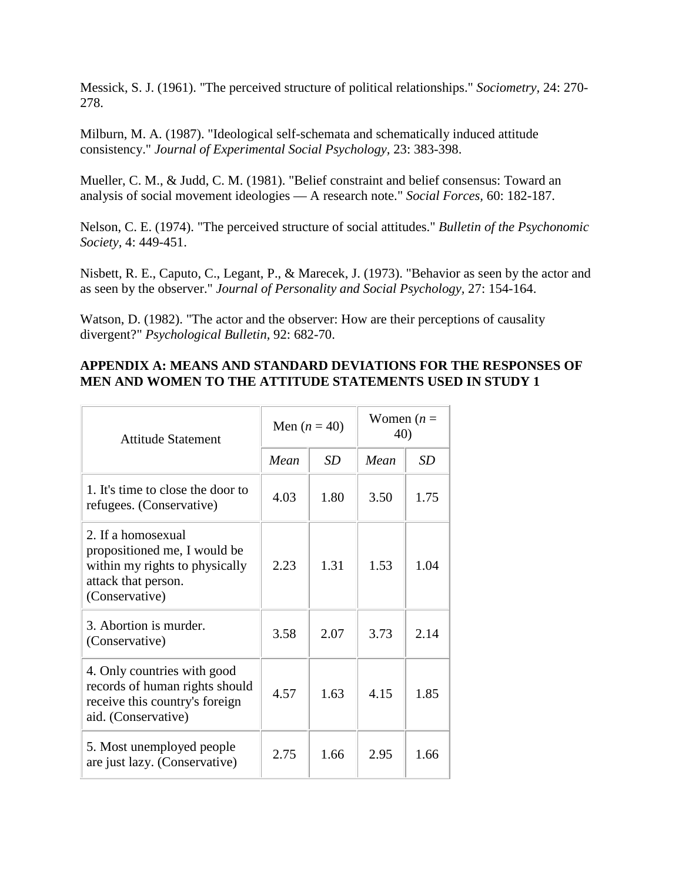Messick, S. J. (1961). "The perceived structure of political relationships." *Sociometry*, 24: 270-278.

Milburn, M. A. (1987). "Ideological self-schemata and schematically induced attitude consistency." *Journal of Experimental Social Psychology*, 23: 383-398.

Mueller, C. M., & Judd, C. M. (1981). "Belief constraint and belief consensus: Toward an analysis of social movement ideologies — A research note." *Social Forces*, 60: 182-187.

Nelson, C. E. (1974). "The perceived structure of social attitudes." *Bulletin of the Psychonomic Society*, 4: 449-451.

Nisbett, R. E., Caputo, C., Legant, P., & Marecek, J. (1973). "Behavior as seen by the actor and as seen by the observer." *Journal of Personality and Social Psychology*, 27: 154-164.

Watson, D. (1982). "The actor and the observer: How are their perceptions of causality divergent?" *Psychological Bulletin*, 92: 682-70.

**APPENDIX A: MEANS AND STANDARD DEVIATIONS FOR THE RESPONSES OF MEN AND WOMEN TO THE ATTITUDE STATEMENTS USED IN STUDY 1**

| Attitude Statement | Men ($n$ = 40) | | Women ($n$ = 40) | |
|---|---|---|---|---|
| | *Mean* | *SD* | *Mean* | *SD* |
| 1. It's time to close the door to refugees. (Conservative) | 4.03 | 1.80 | 3.50 | 1.75 |
| 2. If a homosexual propositioned me, I would be within my rights to physically attack that person. (Conservative) | 2.23 | 1.31 | 1.53 | 1.04 |
| 3. Abortion is murder. (Conservative) | 3.58 | 2.07 | 3.73 | 2.14 |
| 4. Only countries with good records of human rights should receive this country's foreign aid. (Conservative) | 4.57 | 1.63 | 4.15 | 1.85 |
| 5. Most unemployed people are just lazy. (Conservative) | 2.75 | 1.66 | 2.95 | 1.66 |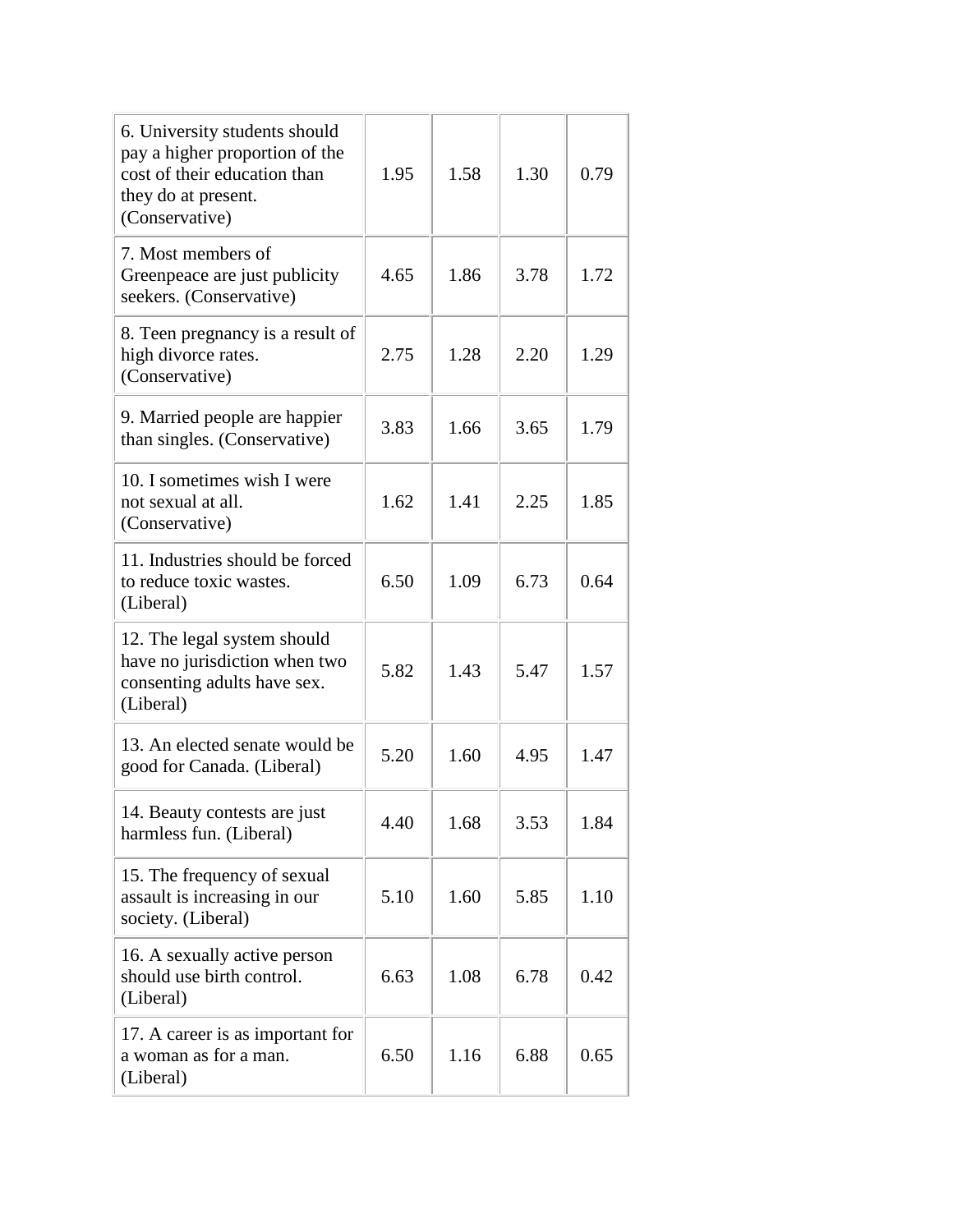| | | | | |
|---|---|---|---|---|
| 6. University students should pay a higher proportion of the cost of their education than they do at present. (Conservative) | 1.95 | 1.58 | 1.30 | 0.79 |
| 7. Most members of Greenpeace are just publicity seekers. (Conservative) | 4.65 | 1.86 | 3.78 | 1.72 |
| 8. Teen pregnancy is a result of high divorce rates. (Conservative) | 2.75 | 1.28 | 2.20 | 1.29 |
| 9. Married people are happier than singles. (Conservative) | 3.83 | 1.66 | 3.65 | 1.79 |
| 10. I sometimes wish I were not sexual at all. (Conservative) | 1.62 | 1.41 | 2.25 | 1.85 |
| 11. Industries should be forced to reduce toxic wastes. (Liberal) | 6.50 | 1.09 | 6.73 | 0.64 |
| 12. The legal system should have no jurisdiction when two consenting adults have sex. (Liberal) | 5.82 | 1.43 | 5.47 | 1.57 |
| 13. An elected senate would be good for Canada. (Liberal) | 5.20 | 1.60 | 4.95 | 1.47 |
| 14. Beauty contests are just harmless fun. (Liberal) | 4.40 | 1.68 | 3.53 | 1.84 |
| 15. The frequency of sexual assault is increasing in our society. (Liberal) | 5.10 | 1.60 | 5.85 | 1.10 |
| 16. A sexually active person should use birth control. (Liberal) | 6.63 | 1.08 | 6.78 | 0.42 |
| 17. A career is as important for a woman as for a man. (Liberal) | 6.50 | 1.16 | 6.88 | 0.65 |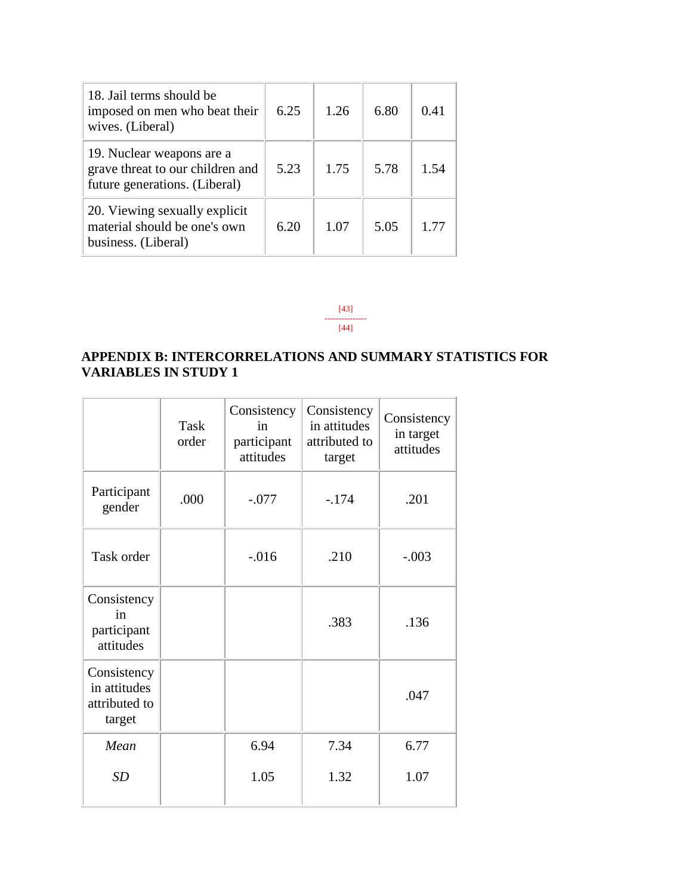| 18. Jail terms should be imposed on men who beat their wives. (Liberal) | 6.25 | 1.26 | 6.80 | 0.41 |
|---|---|---|---|---|
| 19. Nuclear weapons are a grave threat to our children and future generations. (Liberal) | 5.23 | 1.75 | 5.78 | 1.54 |
| 20. Viewing sexually explicit material should be one's own business. (Liberal) | 6.20 | 1.07 | 5.05 | 1.77 |

[43]
---------------
[44]

## APPENDIX B: INTERCORRELATIONS AND SUMMARY STATISTICS FOR VARIABLES IN STUDY 1

| | Task order | Consistency in participant attitudes | Consistency in attitudes attributed to target | Consistency in target attitudes |
|---|---|---|---|---|
| Participant gender | .000 | -.077 | -.174 | .201 |
| Task order | | -.016 | .210 | -.003 |
| Consistency in participant attitudes | | | .383 | .136 |
| Consistency in attitudes attributed to target | | | | .047 |
| *Mean* | | 6.94 | 7.34 | 6.77 |
| *SD* | | 1.05 | 1.32 | 1.07 |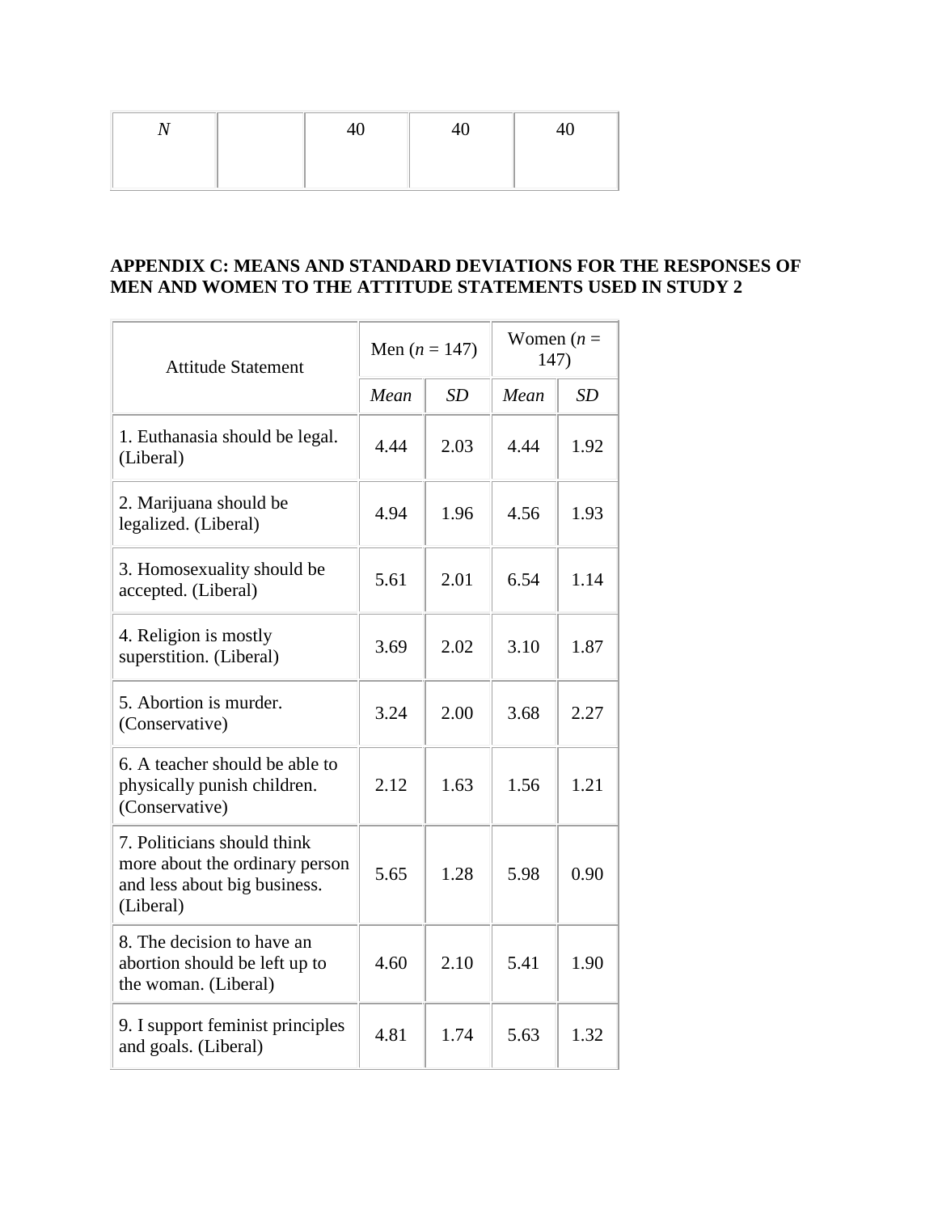| *N* | | 40 | 40 | 40 |
|---|---|---|---|---|

**APPENDIX C: MEANS AND STANDARD DEVIATIONS FOR THE RESPONSES OF MEN AND WOMEN TO THE ATTITUDE STATEMENTS USED IN STUDY 2**

| Attitude Statement | Men ($n$ = 147) | | Women ($n$ = 147) | |
|---|---|---|---|---|
| | *Mean* | *SD* | *Mean* | *SD* |
| 1. Euthanasia should be legal. (Liberal) | 4.44 | 2.03 | 4.44 | 1.92 |
| 2. Marijuana should be legalized. (Liberal) | 4.94 | 1.96 | 4.56 | 1.93 |
| 3. Homosexuality should be accepted. (Liberal) | 5.61 | 2.01 | 6.54 | 1.14 |
| 4. Religion is mostly superstition. (Liberal) | 3.69 | 2.02 | 3.10 | 1.87 |
| 5. Abortion is murder. (Conservative) | 3.24 | 2.00 | 3.68 | 2.27 |
| 6. A teacher should be able to physically punish children. (Conservative) | 2.12 | 1.63 | 1.56 | 1.21 |
| 7. Politicians should think more about the ordinary person and less about big business. (Liberal) | 5.65 | 1.28 | 5.98 | 0.90 |
| 8. The decision to have an abortion should be left up to the woman. (Liberal) | 4.60 | 2.10 | 5.41 | 1.90 |
| 9. I support feminist principles and goals. (Liberal) | 4.81 | 1.74 | 5.63 | 1.32 |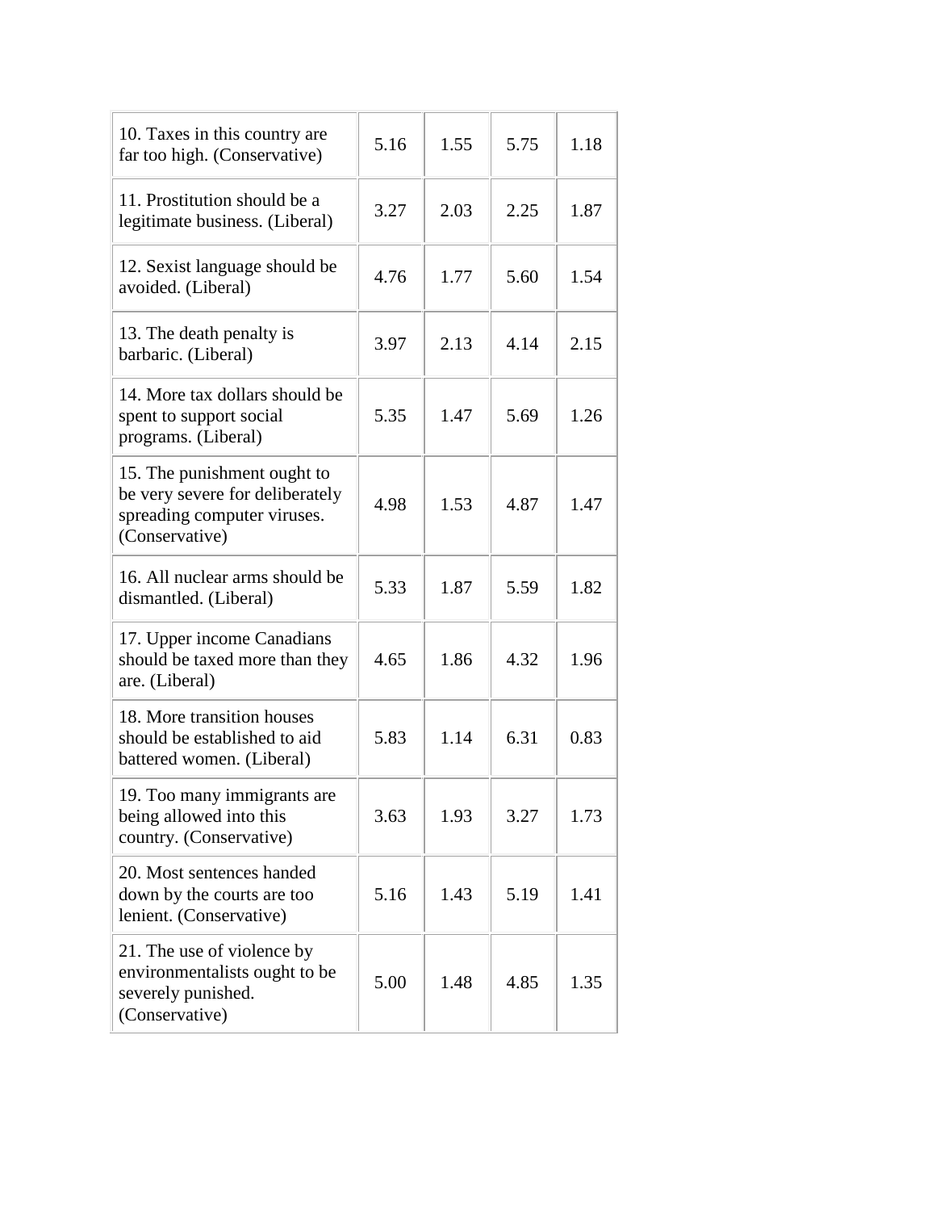| | | | | |
|---|---|---|---|---|
| 10. Taxes in this country are far too high. (Conservative) | 5.16 | 1.55 | 5.75 | 1.18 |
| 11. Prostitution should be a legitimate business. (Liberal) | 3.27 | 2.03 | 2.25 | 1.87 |
| 12. Sexist language should be avoided. (Liberal) | 4.76 | 1.77 | 5.60 | 1.54 |
| 13. The death penalty is barbaric. (Liberal) | 3.97 | 2.13 | 4.14 | 2.15 |
| 14. More tax dollars should be spent to support social programs. (Liberal) | 5.35 | 1.47 | 5.69 | 1.26 |
| 15. The punishment ought to be very severe for deliberately spreading computer viruses. (Conservative) | 4.98 | 1.53 | 4.87 | 1.47 |
| 16. All nuclear arms should be dismantled. (Liberal) | 5.33 | 1.87 | 5.59 | 1.82 |
| 17. Upper income Canadians should be taxed more than they are. (Liberal) | 4.65 | 1.86 | 4.32 | 1.96 |
| 18. More transition houses should be established to aid battered women. (Liberal) | 5.83 | 1.14 | 6.31 | 0.83 |
| 19. Too many immigrants are being allowed into this country. (Conservative) | 3.63 | 1.93 | 3.27 | 1.73 |
| 20. Most sentences handed down by the courts are too lenient. (Conservative) | 5.16 | 1.43 | 5.19 | 1.41 |
| 21. The use of violence by environmentalists ought to be severely punished. (Conservative) | 5.00 | 1.48 | 4.85 | 1.35 |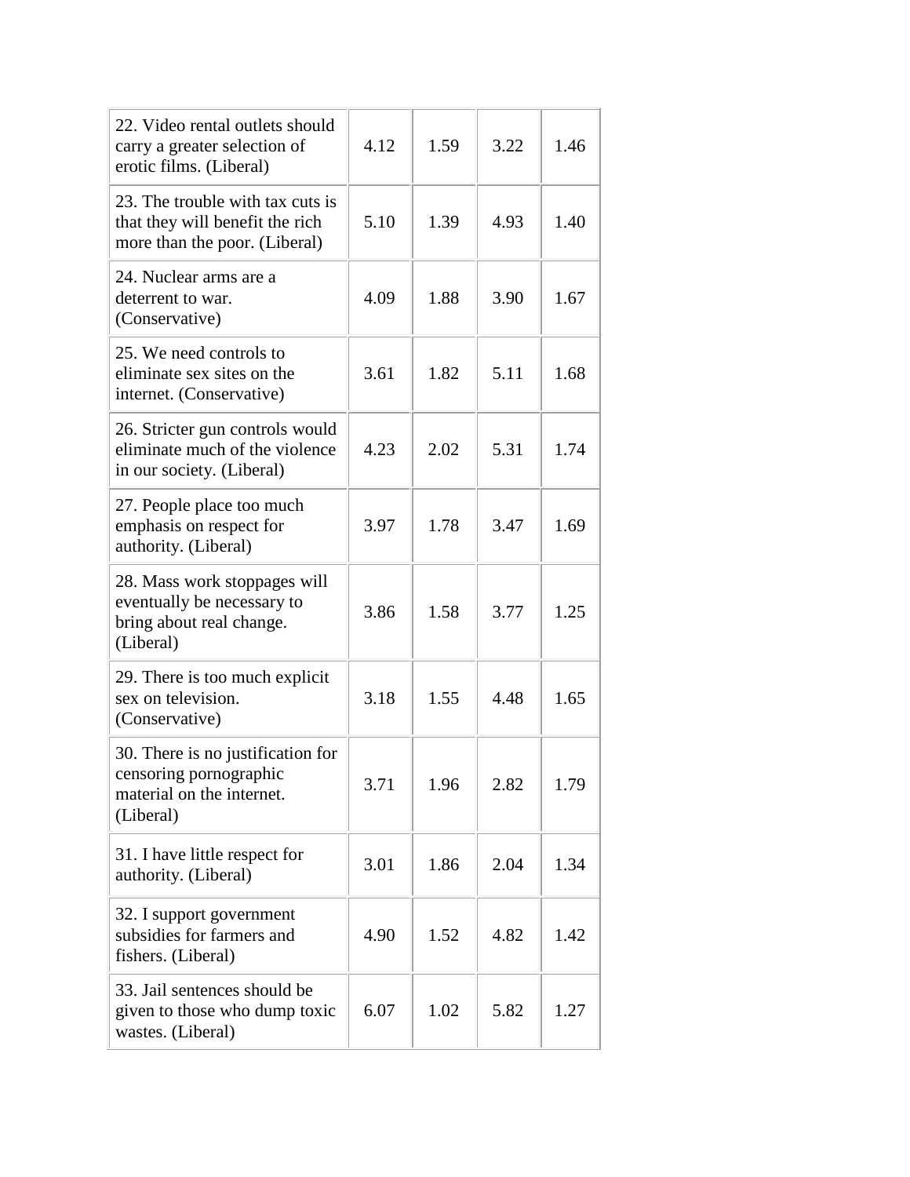| | | | | |
|---|---|---|---|---|
| 22. Video rental outlets should carry a greater selection of erotic films. (Liberal) | 4.12 | 1.59 | 3.22 | 1.46 |
| 23. The trouble with tax cuts is that they will benefit the rich more than the poor. (Liberal) | 5.10 | 1.39 | 4.93 | 1.40 |
| 24. Nuclear arms are a deterrent to war. (Conservative) | 4.09 | 1.88 | 3.90 | 1.67 |
| 25. We need controls to eliminate sex sites on the internet. (Conservative) | 3.61 | 1.82 | 5.11 | 1.68 |
| 26. Stricter gun controls would eliminate much of the violence in our society. (Liberal) | 4.23 | 2.02 | 5.31 | 1.74 |
| 27. People place too much emphasis on respect for authority. (Liberal) | 3.97 | 1.78 | 3.47 | 1.69 |
| 28. Mass work stoppages will eventually be necessary to bring about real change. (Liberal) | 3.86 | 1.58 | 3.77 | 1.25 |
| 29. There is too much explicit sex on television. (Conservative) | 3.18 | 1.55 | 4.48 | 1.65 |
| 30. There is no justification for censoring pornographic material on the internet. (Liberal) | 3.71 | 1.96 | 2.82 | 1.79 |
| 31. I have little respect for authority. (Liberal) | 3.01 | 1.86 | 2.04 | 1.34 |
| 32. I support government subsidies for farmers and fishers. (Liberal) | 4.90 | 1.52 | 4.82 | 1.42 |
| 33. Jail sentences should be given to those who dump toxic wastes. (Liberal) | 6.07 | 1.02 | 5.82 | 1.27 |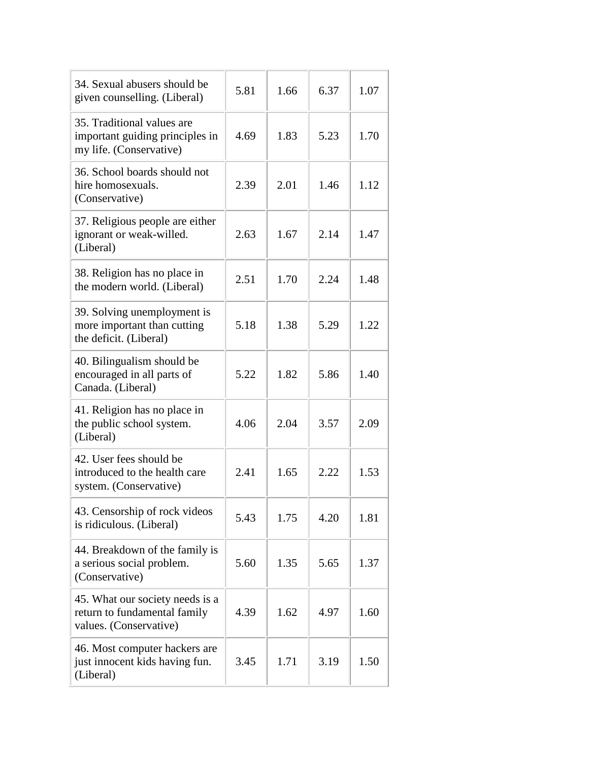| | | | | |
|---|---|---|---|---|
| 34. Sexual abusers should be given counselling. (Liberal) | 5.81 | 1.66 | 6.37 | 1.07 |
| 35. Traditional values are important guiding principles in my life. (Conservative) | 4.69 | 1.83 | 5.23 | 1.70 |
| 36. School boards should not hire homosexuals. (Conservative) | 2.39 | 2.01 | 1.46 | 1.12 |
| 37. Religious people are either ignorant or weak-willed. (Liberal) | 2.63 | 1.67 | 2.14 | 1.47 |
| 38. Religion has no place in the modern world. (Liberal) | 2.51 | 1.70 | 2.24 | 1.48 |
| 39. Solving unemployment is more important than cutting the deficit. (Liberal) | 5.18 | 1.38 | 5.29 | 1.22 |
| 40. Bilingualism should be encouraged in all parts of Canada. (Liberal) | 5.22 | 1.82 | 5.86 | 1.40 |
| 41. Religion has no place in the public school system. (Liberal) | 4.06 | 2.04 | 3.57 | 2.09 |
| 42. User fees should be introduced to the health care system. (Conservative) | 2.41 | 1.65 | 2.22 | 1.53 |
| 43. Censorship of rock videos is ridiculous. (Liberal) | 5.43 | 1.75 | 4.20 | 1.81 |
| 44. Breakdown of the family is a serious social problem. (Conservative) | 5.60 | 1.35 | 5.65 | 1.37 |
| 45. What our society needs is a return to fundamental family values. (Conservative) | 4.39 | 1.62 | 4.97 | 1.60 |
| 46. Most computer hackers are just innocent kids having fun. (Liberal) | 3.45 | 1.71 | 3.19 | 1.50 |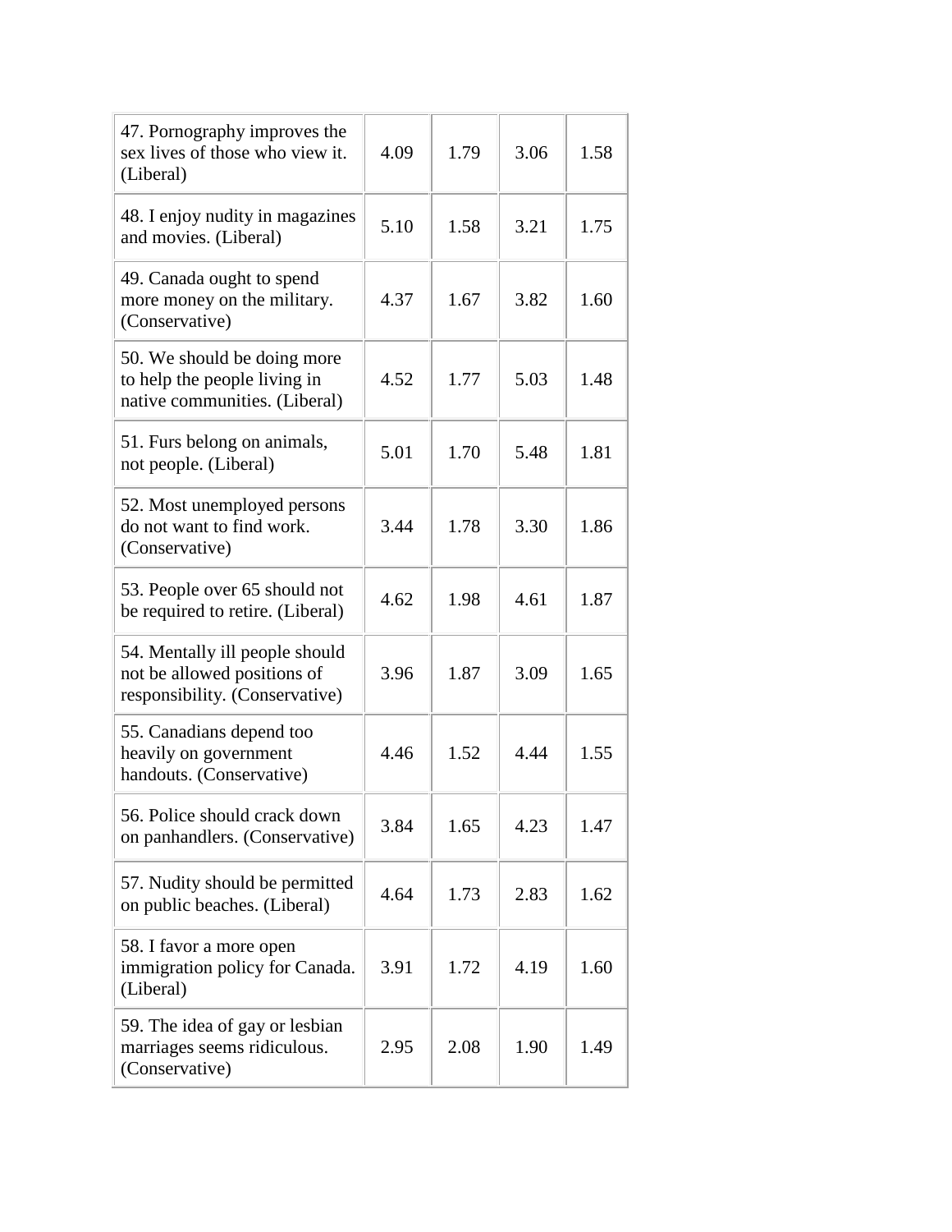| | | | | |
|---|---|---|---|---|
| 47. Pornography improves the sex lives of those who view it. (Liberal) | 4.09 | 1.79 | 3.06 | 1.58 |
| 48. I enjoy nudity in magazines and movies. (Liberal) | 5.10 | 1.58 | 3.21 | 1.75 |
| 49. Canada ought to spend more money on the military. (Conservative) | 4.37 | 1.67 | 3.82 | 1.60 |
| 50. We should be doing more to help the people living in native communities. (Liberal) | 4.52 | 1.77 | 5.03 | 1.48 |
| 51. Furs belong on animals, not people. (Liberal) | 5.01 | 1.70 | 5.48 | 1.81 |
| 52. Most unemployed persons do not want to find work. (Conservative) | 3.44 | 1.78 | 3.30 | 1.86 |
| 53. People over 65 should not be required to retire. (Liberal) | 4.62 | 1.98 | 4.61 | 1.87 |
| 54. Mentally ill people should not be allowed positions of responsibility. (Conservative) | 3.96 | 1.87 | 3.09 | 1.65 |
| 55. Canadians depend too heavily on government handouts. (Conservative) | 4.46 | 1.52 | 4.44 | 1.55 |
| 56. Police should crack down on panhandlers. (Conservative) | 3.84 | 1.65 | 4.23 | 1.47 |
| 57. Nudity should be permitted on public beaches. (Liberal) | 4.64 | 1.73 | 2.83 | 1.62 |
| 58. I favor a more open immigration policy for Canada. (Liberal) | 3.91 | 1.72 | 4.19 | 1.60 |
| 59. The idea of gay or lesbian marriages seems ridiculous. (Conservative) | 2.95 | 2.08 | 1.90 | 1.49 |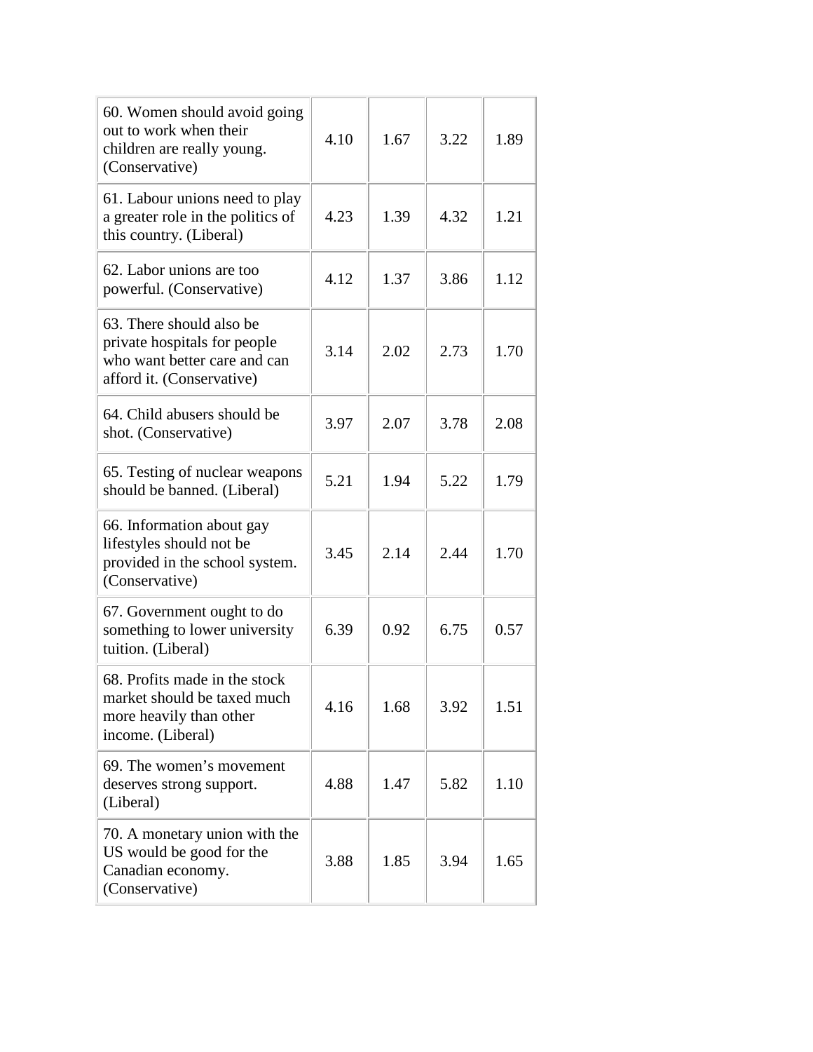| | | | | |
|---|---|---|---|---|
| 60. Women should avoid going out to work when their children are really young. (Conservative) | 4.10 | 1.67 | 3.22 | 1.89 |
| 61. Labour unions need to play a greater role in the politics of this country. (Liberal) | 4.23 | 1.39 | 4.32 | 1.21 |
| 62. Labor unions are too powerful. (Conservative) | 4.12 | 1.37 | 3.86 | 1.12 |
| 63. There should also be private hospitals for people who want better care and can afford it. (Conservative) | 3.14 | 2.02 | 2.73 | 1.70 |
| 64. Child abusers should be shot. (Conservative) | 3.97 | 2.07 | 3.78 | 2.08 |
| 65. Testing of nuclear weapons should be banned. (Liberal) | 5.21 | 1.94 | 5.22 | 1.79 |
| 66. Information about gay lifestyles should not be provided in the school system. (Conservative) | 3.45 | 2.14 | 2.44 | 1.70 |
| 67. Government ought to do something to lower university tuition. (Liberal) | 6.39 | 0.92 | 6.75 | 0.57 |
| 68. Profits made in the stock market should be taxed much more heavily than other income. (Liberal) | 4.16 | 1.68 | 3.92 | 1.51 |
| 69. The women's movement deserves strong support. (Liberal) | 4.88 | 1.47 | 5.82 | 1.10 |
| 70. A monetary union with the US would be good for the Canadian economy. (Conservative) | 3.88 | 1.85 | 3.94 | 1.65 |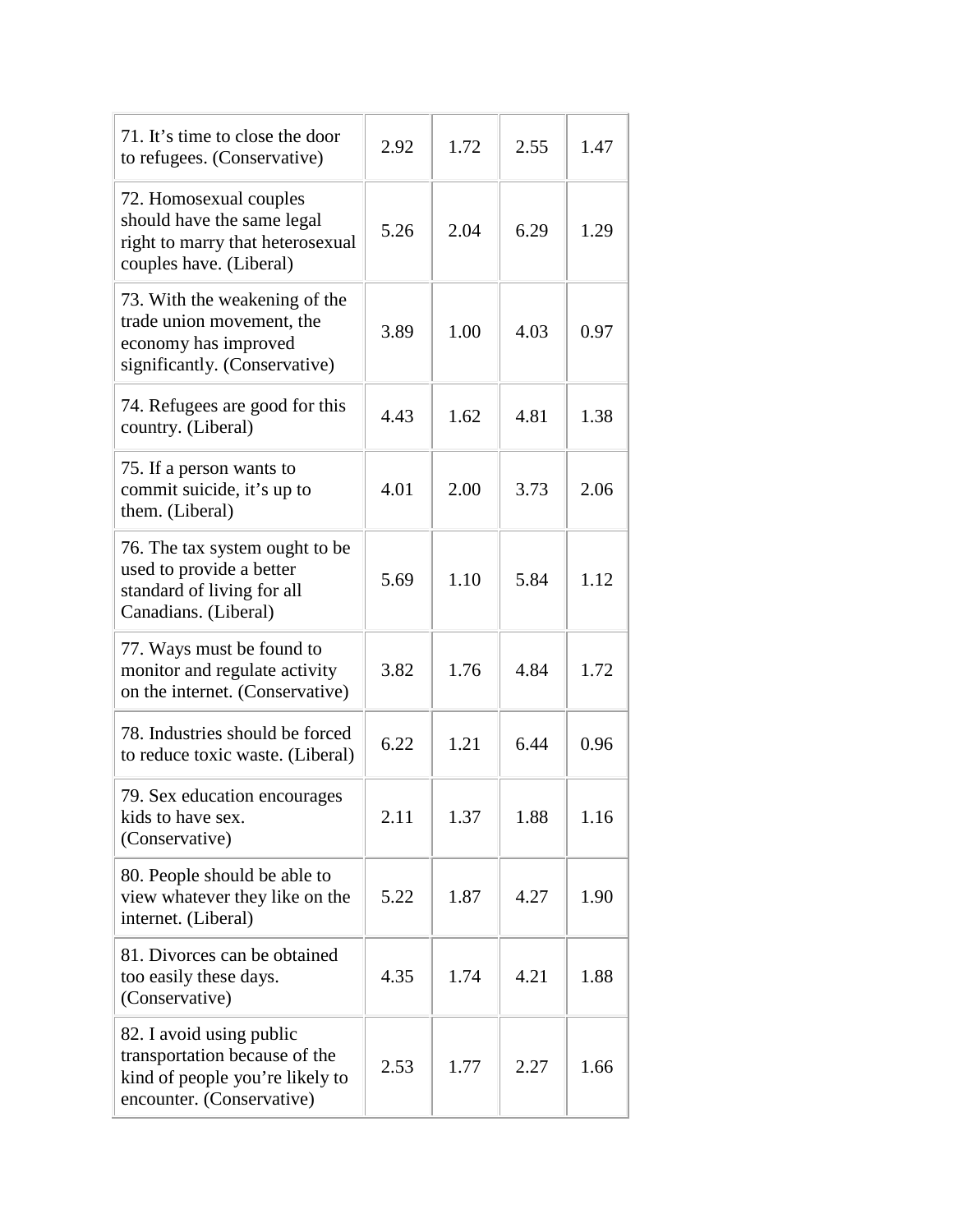| | | | | |
|---|---|---|---|---|
| 71. It's time to close the door to refugees. (Conservative) | 2.92 | 1.72 | 2.55 | 1.47 |
| 72. Homosexual couples should have the same legal right to marry that heterosexual couples have. (Liberal) | 5.26 | 2.04 | 6.29 | 1.29 |
| 73. With the weakening of the trade union movement, the economy has improved significantly. (Conservative) | 3.89 | 1.00 | 4.03 | 0.97 |
| 74. Refugees are good for this country. (Liberal) | 4.43 | 1.62 | 4.81 | 1.38 |
| 75. If a person wants to commit suicide, it's up to them. (Liberal) | 4.01 | 2.00 | 3.73 | 2.06 |
| 76. The tax system ought to be used to provide a better standard of living for all Canadians. (Liberal) | 5.69 | 1.10 | 5.84 | 1.12 |
| 77. Ways must be found to monitor and regulate activity on the internet. (Conservative) | 3.82 | 1.76 | 4.84 | 1.72 |
| 78. Industries should be forced to reduce toxic waste. (Liberal) | 6.22 | 1.21 | 6.44 | 0.96 |
| 79. Sex education encourages kids to have sex. (Conservative) | 2.11 | 1.37 | 1.88 | 1.16 |
| 80. People should be able to view whatever they like on the internet. (Liberal) | 5.22 | 1.87 | 4.27 | 1.90 |
| 81. Divorces can be obtained too easily these days. (Conservative) | 4.35 | 1.74 | 4.21 | 1.88 |
| 82. I avoid using public transportation because of the kind of people you're likely to encounter. (Conservative) | 2.53 | 1.77 | 2.27 | 1.66 |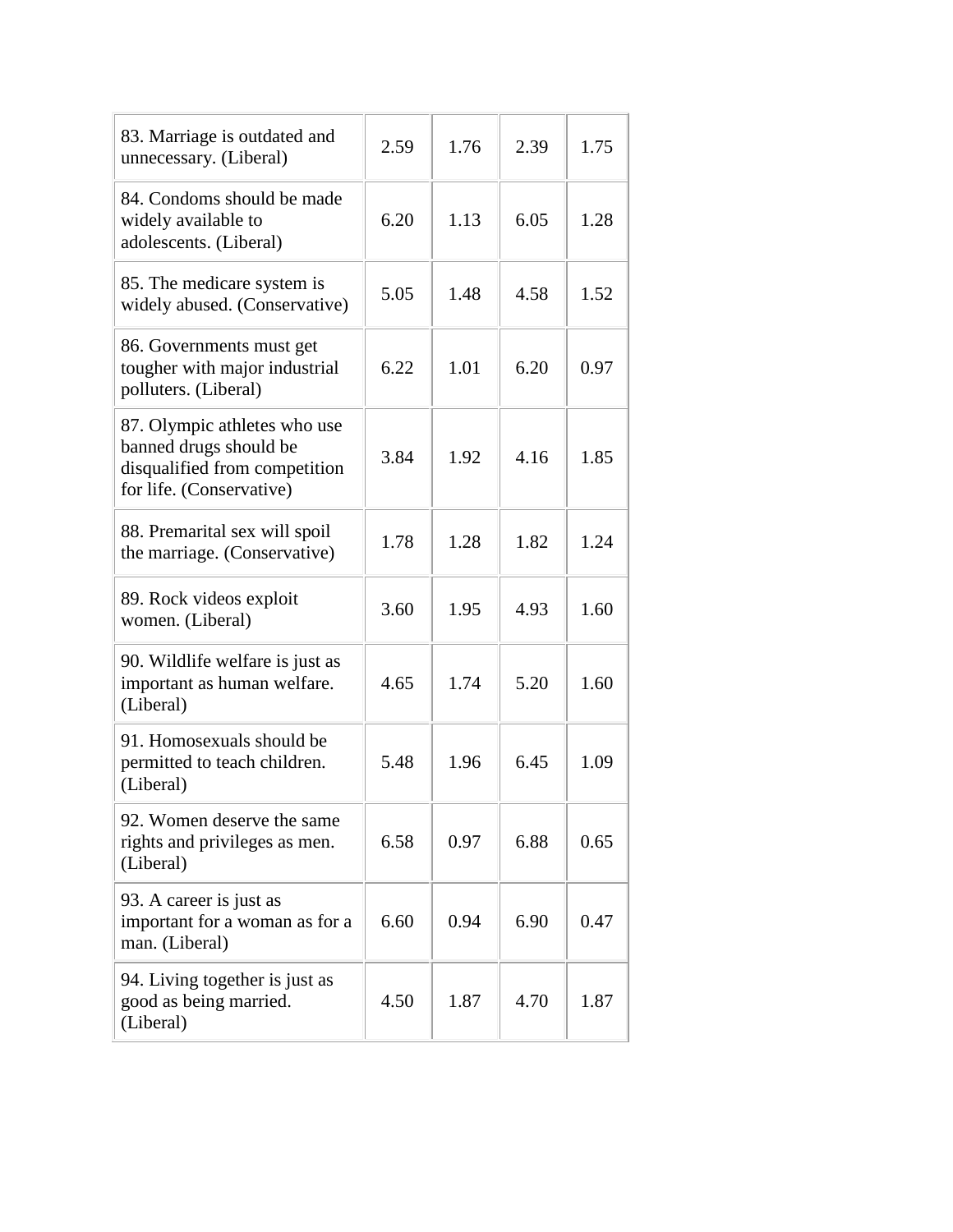| | | | | |
|---|---|---|---|---|
| 83. Marriage is outdated and unnecessary. (Liberal) | 2.59 | 1.76 | 2.39 | 1.75 |
| 84. Condoms should be made widely available to adolescents. (Liberal) | 6.20 | 1.13 | 6.05 | 1.28 |
| 85. The medicare system is widely abused. (Conservative) | 5.05 | 1.48 | 4.58 | 1.52 |
| 86. Governments must get tougher with major industrial polluters. (Liberal) | 6.22 | 1.01 | 6.20 | 0.97 |
| 87. Olympic athletes who use banned drugs should be disqualified from competition for life. (Conservative) | 3.84 | 1.92 | 4.16 | 1.85 |
| 88. Premarital sex will spoil the marriage. (Conservative) | 1.78 | 1.28 | 1.82 | 1.24 |
| 89. Rock videos exploit women. (Liberal) | 3.60 | 1.95 | 4.93 | 1.60 |
| 90. Wildlife welfare is just as important as human welfare. (Liberal) | 4.65 | 1.74 | 5.20 | 1.60 |
| 91. Homosexuals should be permitted to teach children. (Liberal) | 5.48 | 1.96 | 6.45 | 1.09 |
| 92. Women deserve the same rights and privileges as men. (Liberal) | 6.58 | 0.97 | 6.88 | 0.65 |
| 93. A career is just as important for a woman as for a man. (Liberal) | 6.60 | 0.94 | 6.90 | 0.47 |
| 94. Living together is just as good as being married. (Liberal) | 4.50 | 1.87 | 4.70 | 1.87 |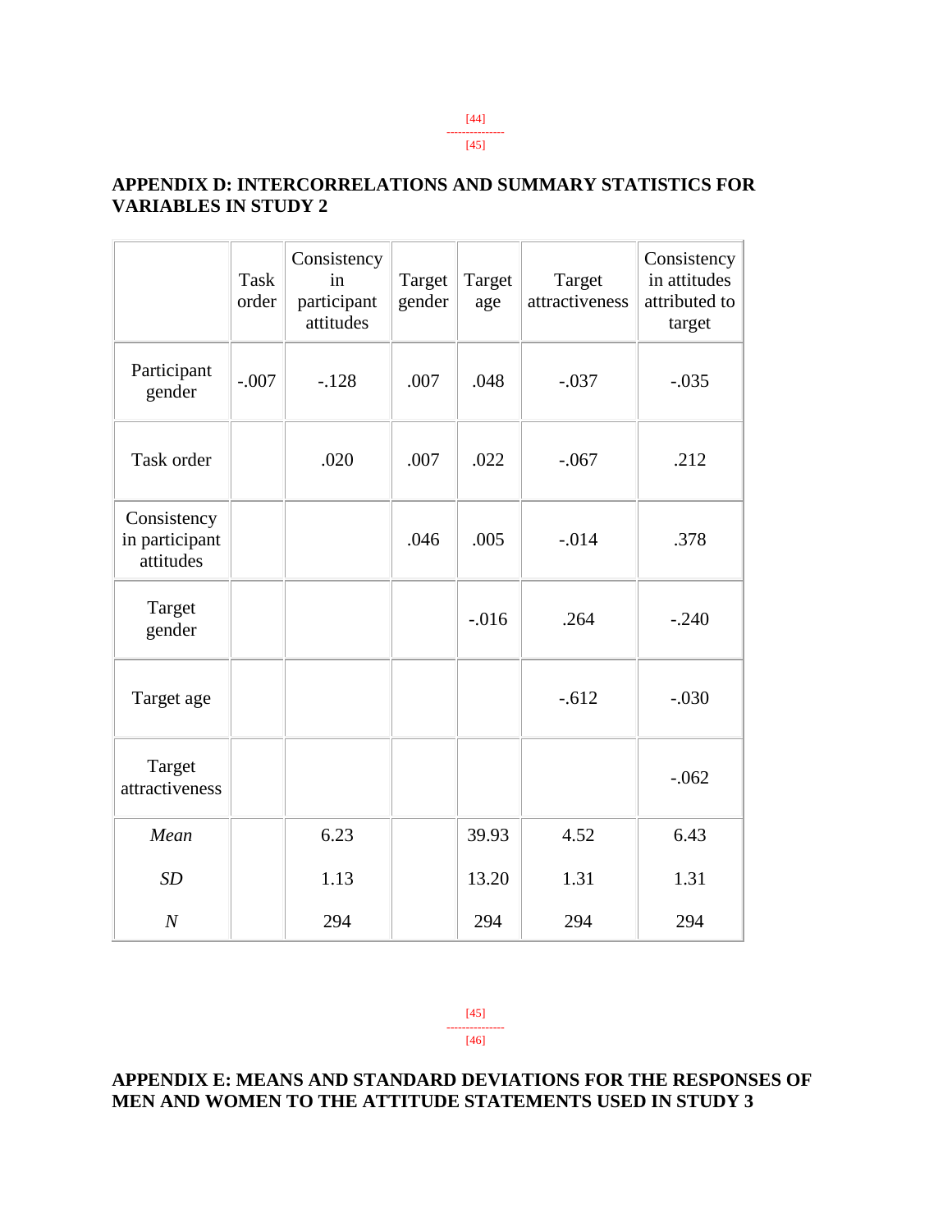## APPENDIX D: INTERCORRELATIONS AND SUMMARY STATISTICS FOR VARIABLES IN STUDY 2

| | Task order | Consistency in participant attitudes | Target gender | Target age | Target attractiveness | Consistency in attitudes attributed to target |
|---|---|---|---|---|---|---|
| Participant gender | -.007 | -.128 | .007 | .048 | -.037 | -.035 |
| Task order | | .020 | .007 | .022 | -.067 | .212 |
| Consistency in participant attitudes | | | .046 | .005 | -.014 | .378 |
| Target gender | | | | -.016 | .264 | -.240 |
| Target age | | | | | -.612 | -.030 |
| Target attractiveness | | | | | | -.062 |
| *Mean* | | 6.23 | | 39.93 | 4.52 | 6.43 |
| *SD* | | 1.13 | | 13.20 | 1.31 | 1.31 |
| *N* | | 294 | | 294 | 294 | 294 |

## APPENDIX E: MEANS AND STANDARD DEVIATIONS FOR THE RESPONSES OF MEN AND WOMEN TO THE ATTITUDE STATEMENTS USED IN STUDY 3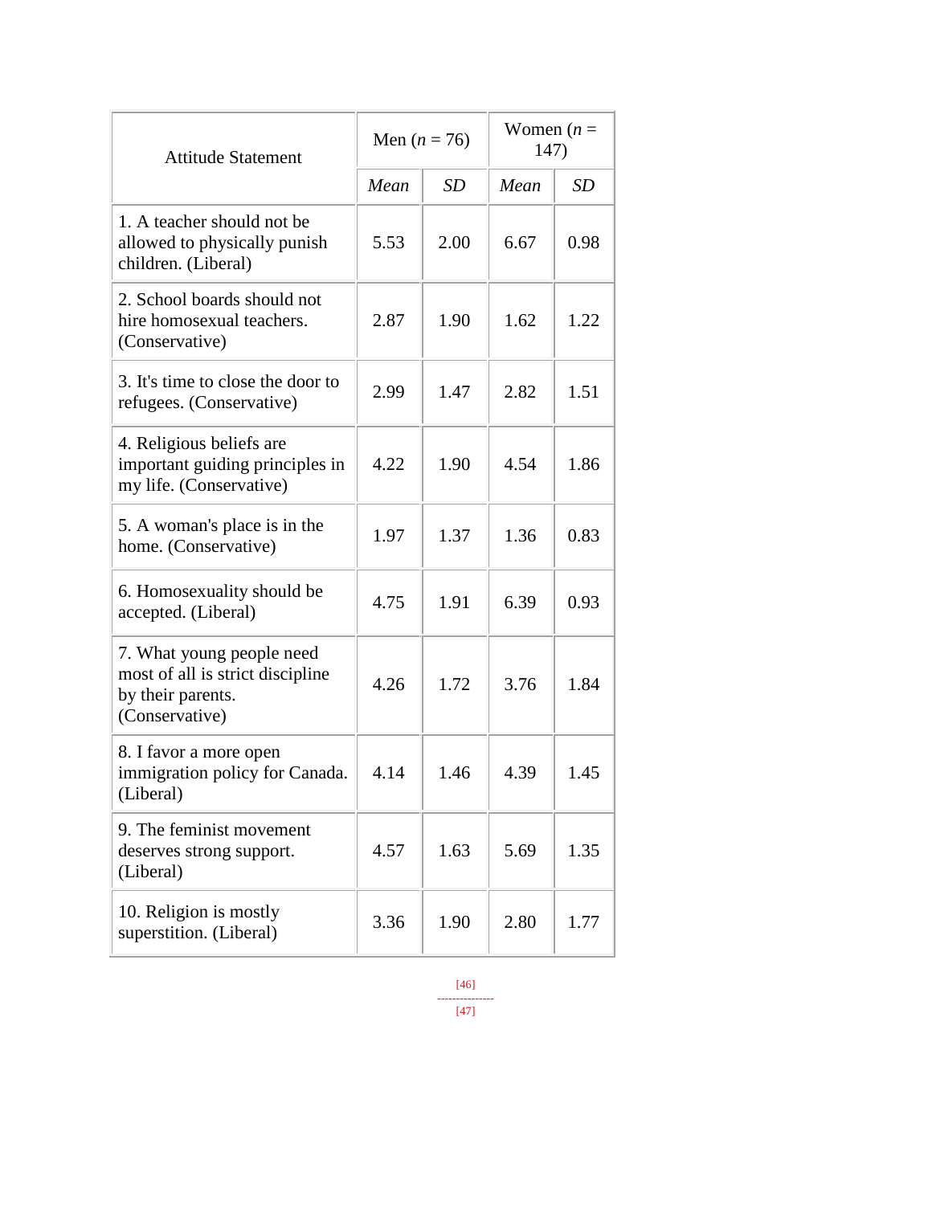| Attitude Statement | Men ($n$ = 76) | | Women ($n$ = 147) | |
|---|---|---|---|---|
| | *Mean* | *SD* | *Mean* | *SD* |
| 1. A teacher should not be allowed to physically punish children. (Liberal) | 5.53 | 2.00 | 6.67 | 0.98 |
| 2. School boards should not hire homosexual teachers. (Conservative) | 2.87 | 1.90 | 1.62 | 1.22 |
| 3. It's time to close the door to refugees. (Conservative) | 2.99 | 1.47 | 2.82 | 1.51 |
| 4. Religious beliefs are important guiding principles in my life. (Conservative) | 4.22 | 1.90 | 4.54 | 1.86 |
| 5. A woman's place is in the home. (Conservative) | 1.97 | 1.37 | 1.36 | 0.83 |
| 6. Homosexuality should be accepted. (Liberal) | 4.75 | 1.91 | 6.39 | 0.93 |
| 7. What young people need most of all is strict discipline by their parents. (Conservative) | 4.26 | 1.72 | 3.76 | 1.84 |
| 8. I favor a more open immigration policy for Canada. (Liberal) | 4.14 | 1.46 | 4.39 | 1.45 |
| 9. The feminist movement deserves strong support. (Liberal) | 4.57 | 1.63 | 5.69 | 1.35 |
| 10. Religion is mostly superstition. (Liberal) | 3.36 | 1.90 | 2.80 | 1.77 |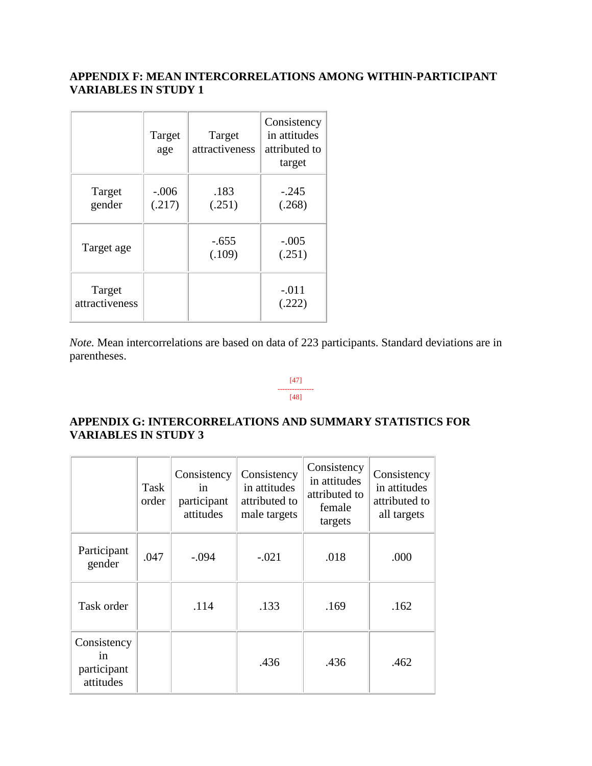## APPENDIX F: MEAN INTERCORRELATIONS AMONG WITHIN-PARTICIPANT VARIABLES IN STUDY 1

| | Target age | Target attractiveness | Consistency in attitudes attributed to target |
|---|---|---|---|
| Target gender | -.006 (.217) | .183 (.251) | -.245 (.268) |
| Target age | | -.655 (.109) | -.005 (.251) |
| Target attractiveness | | | -.011 (.222) |

*Note.* Mean intercorrelations are based on data of 223 participants. Standard deviations are in parentheses.

[47]
---------------
[48]

## APPENDIX G: INTERCORRELATIONS AND SUMMARY STATISTICS FOR VARIABLES IN STUDY 3

| | Task order | Consistency in participant attitudes | Consistency in attitudes attributed to male targets | Consistency in attitudes attributed to female targets | Consistency in attitudes attributed to all targets |
|---|---|---|---|---|---|
| Participant gender | .047 | -.094 | -.021 | .018 | .000 |
| Task order | | .114 | .133 | .169 | .162 |
| Consistency in participant attitudes | | | .436 | .436 | .462 |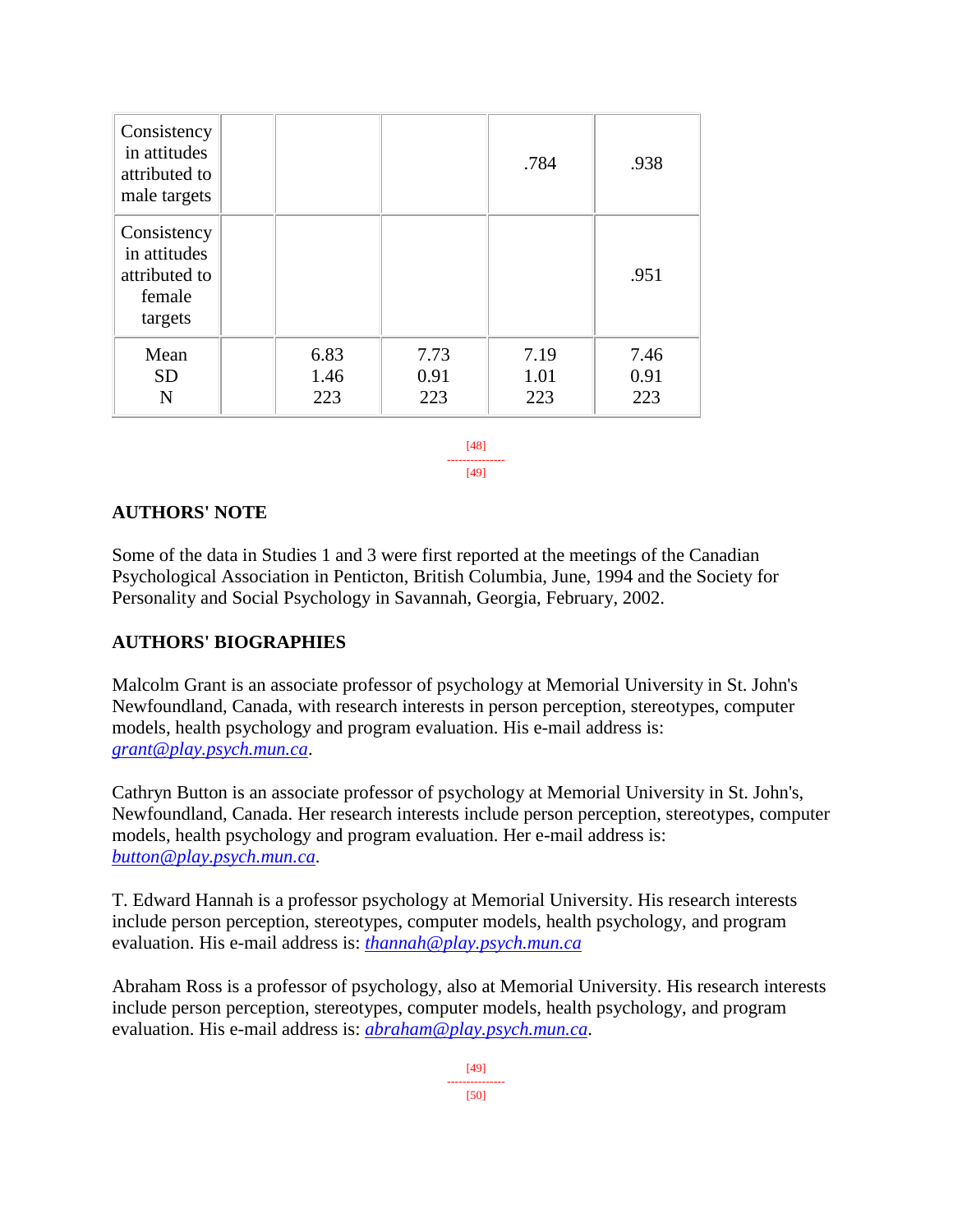| | | | | | |
|---|---|---|---|---|---|
| Consistency in attitudes attributed to male targets | | | | .784 | .938 |
| Consistency in attitudes attributed to female targets | | | | | .951 |
| Mean<br>SD<br>N | | 6.83<br>1.46<br>223 | 7.73<br>0.91<br>223 | 7.19<br>1.01<br>223 | 7.46<br>0.91<br>223 |

## AUTHORS' NOTE

Some of the data in Studies 1 and 3 were first reported at the meetings of the Canadian Psychological Association in Penticton, British Columbia, June, 1994 and the Society for Personality and Social Psychology in Savannah, Georgia, February, 2002.

## AUTHORS' BIOGRAPHIES

Malcolm Grant is an associate professor of psychology at Memorial University in St. John's Newfoundland, Canada, with research interests in person perception, stereotypes, computer models, health psychology and program evaluation. His e-mail address is: *grant@play.psych.mun.ca*.

Cathryn Button is an associate professor of psychology at Memorial University in St. John's, Newfoundland, Canada. Her research interests include person perception, stereotypes, computer models, health psychology and program evaluation. Her e-mail address is: *button@play.psych.mun.ca*.

T. Edward Hannah is a professor psychology at Memorial University. His research interests include person perception, stereotypes, computer models, health psychology, and program evaluation. His e-mail address is: *thannah@play.psych.mun.ca*

Abraham Ross is a professor of psychology, also at Memorial University. His research interests include person perception, stereotypes, computer models, health psychology, and program evaluation. His e-mail address is: *abraham@play.psych.mun.ca*.